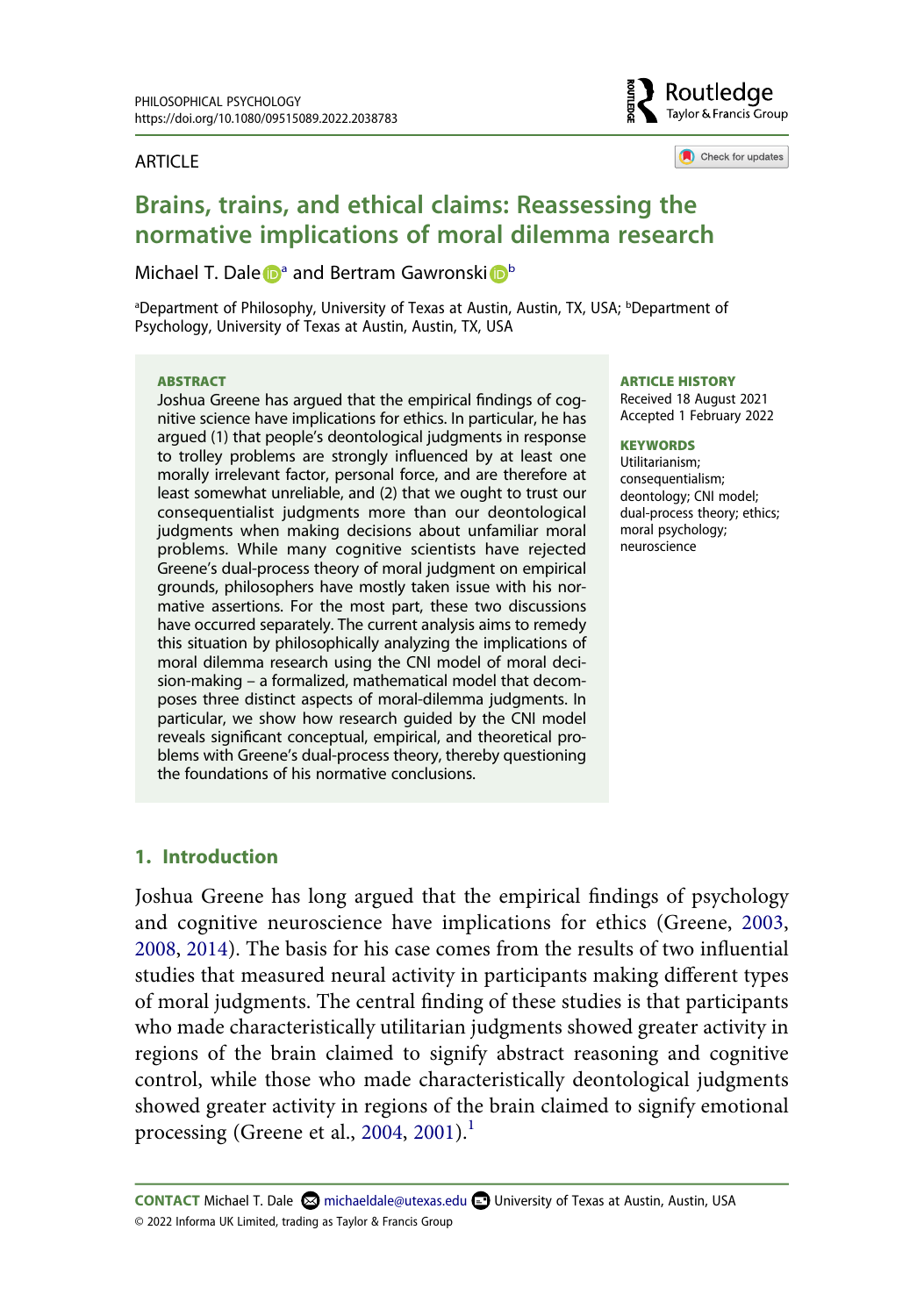ARTICLE

# Brains, trains, and ethical claims: Reassessing the normative implications of moral dilemma research

Michael T. Dale[a] and Bertram Gawronski[b]

[a]Department of Philosophy, University of Texas at Austin, Austin, TX, USA; [b]Department of Psychology, University of Texas at Austin, Austin, TX, USA

**ABSTRACT**

Joshua Greene has argued that the empirical findings of cognitive science have implications for ethics. In particular, he has argued (1) that people's deontological judgments in response to trolley problems are strongly influenced by at least one morally irrelevant factor, personal force, and are therefore at least somewhat unreliable, and (2) that we ought to trust our consequentialist judgments more than our deontological judgments when making decisions about unfamiliar moral problems. While many cognitive scientists have rejected Greene's dual-process theory of moral judgment on empirical grounds, philosophers have mostly taken issue with his normative assertions. For the most part, these two discussions have occurred separately. The current analysis aims to remedy this situation by philosophically analyzing the implications of moral dilemma research using the CNI model of moral decision-making – a formalized, mathematical model that decomposes three distinct aspects of moral-dilemma judgments. In particular, we show how research guided by the CNI model reveals significant conceptual, empirical, and theoretical problems with Greene's dual-process theory, thereby questioning the foundations of his normative conclusions.

**ARTICLE HISTORY**

Received 18 August 2021
Accepted 1 February 2022

**KEYWORDS**

Utilitarianism; consequentialism; deontology; CNI model; dual-process theory; ethics; moral psychology; neuroscience

## 1. Introduction

Joshua Greene has long argued that the empirical findings of psychology and cognitive neuroscience have implications for ethics (Greene, 2003, 2008, 2014). The basis for his case comes from the results of two influential studies that measured neural activity in participants making different types of moral judgments. The central finding of these studies is that participants who made characteristically utilitarian judgments showed greater activity in regions of the brain claimed to signify abstract reasoning and cognitive control, while those who made characteristically deontological judgments showed greater activity in regions of the brain claimed to signify emotional processing (Greene et al., 2004, 2001).[1]

**CONTACT** Michael T. Dale michaeldale@utexas.edu University of Texas at Austin, Austin, USA

© 2022 Informa UK Limited, trading as Taylor & Francis Group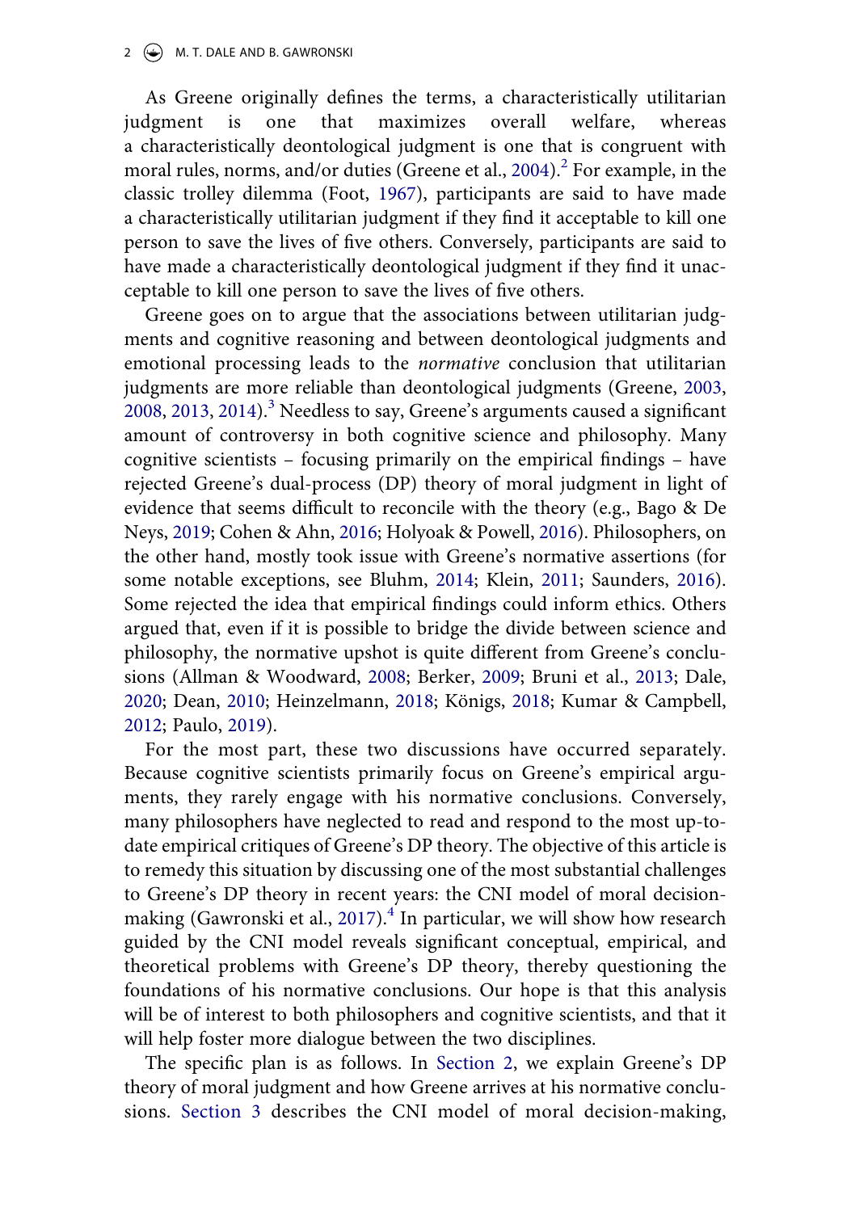As Greene originally defines the terms, a characteristically utilitarian judgment is one that maximizes overall welfare, whereas a characteristically deontological judgment is one that is congruent with moral rules, norms, and/or duties (Greene et al., 2004).[2] For example, in the classic trolley dilemma (Foot, 1967), participants are said to have made a characteristically utilitarian judgment if they find it acceptable to kill one person to save the lives of five others. Conversely, participants are said to have made a characteristically deontological judgment if they find it unacceptable to kill one person to save the lives of five others.

Greene goes on to argue that the associations between utilitarian judgments and cognitive reasoning and between deontological judgments and emotional processing leads to the *normative* conclusion that utilitarian judgments are more reliable than deontological judgments (Greene, 2003, 2008, 2013, 2014).[3] Needless to say, Greene's arguments caused a significant amount of controversy in both cognitive science and philosophy. Many cognitive scientists – focusing primarily on the empirical findings – have rejected Greene's dual-process (DP) theory of moral judgment in light of evidence that seems difficult to reconcile with the theory (e.g., Bago & De Neys, 2019; Cohen & Ahn, 2016; Holyoak & Powell, 2016). Philosophers, on the other hand, mostly took issue with Greene's normative assertions (for some notable exceptions, see Bluhm, 2014; Klein, 2011; Saunders, 2016). Some rejected the idea that empirical findings could inform ethics. Others argued that, even if it is possible to bridge the divide between science and philosophy, the normative upshot is quite different from Greene's conclusions (Allman & Woodward, 2008; Berker, 2009; Bruni et al., 2013; Dale, 2020; Dean, 2010; Heinzelmann, 2018; Königs, 2018; Kumar & Campbell, 2012; Paulo, 2019).

For the most part, these two discussions have occurred separately. Because cognitive scientists primarily focus on Greene's empirical arguments, they rarely engage with his normative conclusions. Conversely, many philosophers have neglected to read and respond to the most up-to-date empirical critiques of Greene's DP theory. The objective of this article is to remedy this situation by discussing one of the most substantial challenges to Greene's DP theory in recent years: the CNI model of moral decision-making (Gawronski et al., 2017).[4] In particular, we will show how research guided by the CNI model reveals significant conceptual, empirical, and theoretical problems with Greene's DP theory, thereby questioning the foundations of his normative conclusions. Our hope is that this analysis will be of interest to both philosophers and cognitive scientists, and that it will help foster more dialogue between the two disciplines.

The specific plan is as follows. In Section 2, we explain Greene's DP theory of moral judgment and how Greene arrives at his normative conclusions. Section 3 describes the CNI model of moral decision-making,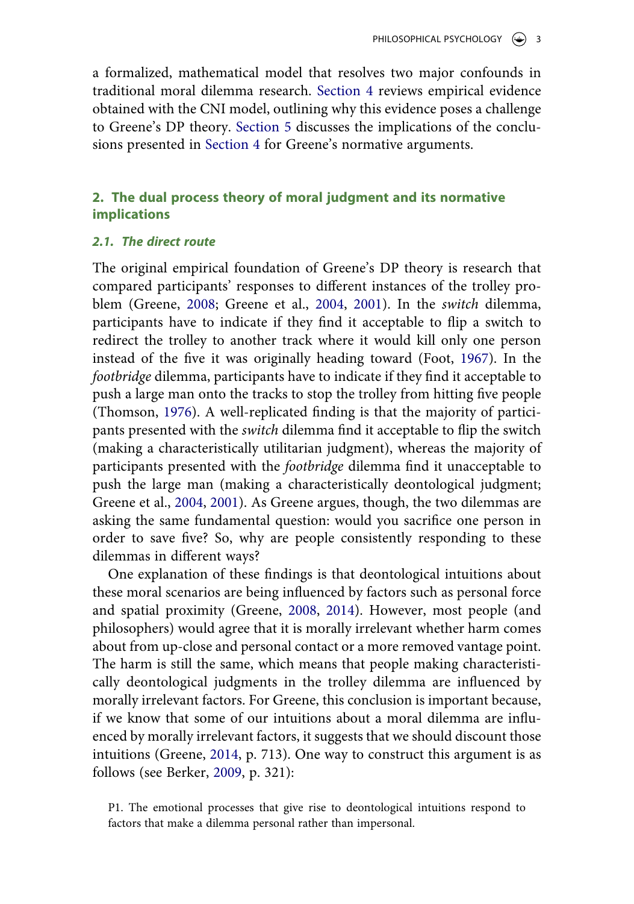a formalized, mathematical model that resolves two major confounds in traditional moral dilemma research. Section 4 reviews empirical evidence obtained with the CNI model, outlining why this evidence poses a challenge to Greene's DP theory. Section 5 discusses the implications of the conclusions presented in Section 4 for Greene's normative arguments.

## 2. The dual process theory of moral judgment and its normative implications

### 2.1. The direct route

The original empirical foundation of Greene's DP theory is research that compared participants' responses to different instances of the trolley problem (Greene, 2008; Greene et al., 2004, 2001). In the *switch* dilemma, participants have to indicate if they find it acceptable to flip a switch to redirect the trolley to another track where it would kill only one person instead of the five it was originally heading toward (Foot, 1967). In the *footbridge* dilemma, participants have to indicate if they find it acceptable to push a large man onto the tracks to stop the trolley from hitting five people (Thomson, 1976). A well-replicated finding is that the majority of participants presented with the *switch* dilemma find it acceptable to flip the switch (making a characteristically utilitarian judgment), whereas the majority of participants presented with the *footbridge* dilemma find it unacceptable to push the large man (making a characteristically deontological judgment; Greene et al., 2004, 2001). As Greene argues, though, the two dilemmas are asking the same fundamental question: would you sacrifice one person in order to save five? So, why are people consistently responding to these dilemmas in different ways?

One explanation of these findings is that deontological intuitions about these moral scenarios are being influenced by factors such as personal force and spatial proximity (Greene, 2008, 2014). However, most people (and philosophers) would agree that it is morally irrelevant whether harm comes about from up-close and personal contact or a more removed vantage point. The harm is still the same, which means that people making characteristically deontological judgments in the trolley dilemma are influenced by morally irrelevant factors. For Greene, this conclusion is important because, if we know that some of our intuitions about a moral dilemma are influenced by morally irrelevant factors, it suggests that we should discount those intuitions (Greene, 2014, p. 713). One way to construct this argument is as follows (see Berker, 2009, p. 321):

P1. The emotional processes that give rise to deontological intuitions respond to factors that make a dilemma personal rather than impersonal.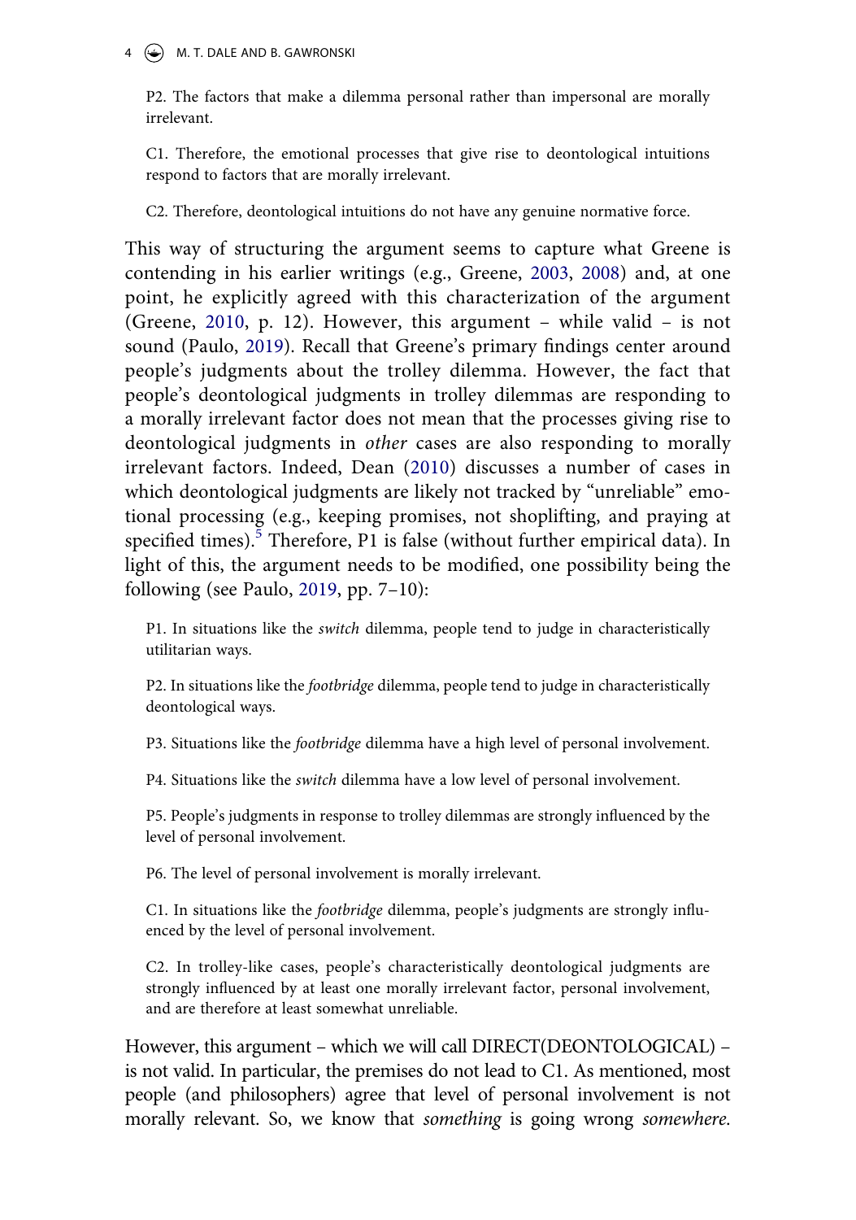P2. The factors that make a dilemma personal rather than impersonal are morally irrelevant.

C1. Therefore, the emotional processes that give rise to deontological intuitions respond to factors that are morally irrelevant.

C2. Therefore, deontological intuitions do not have any genuine normative force.

This way of structuring the argument seems to capture what Greene is contending in his earlier writings (e.g., Greene, 2003, 2008) and, at one point, he explicitly agreed with this characterization of the argument (Greene, 2010, p. 12). However, this argument – while valid – is not sound (Paulo, 2019). Recall that Greene's primary findings center around people's judgments about the trolley dilemma. However, the fact that people's deontological judgments in trolley dilemmas are responding to a morally irrelevant factor does not mean that the processes giving rise to deontological judgments in *other* cases are also responding to morally irrelevant factors. Indeed, Dean (2010) discusses a number of cases in which deontological judgments are likely not tracked by "unreliable" emotional processing (e.g., keeping promises, not shoplifting, and praying at specified times).[5] Therefore, P1 is false (without further empirical data). In light of this, the argument needs to be modified, one possibility being the following (see Paulo, 2019, pp. 7–10):

P1. In situations like the *switch* dilemma, people tend to judge in characteristically utilitarian ways.

P2. In situations like the *footbridge* dilemma, people tend to judge in characteristically deontological ways.

P3. Situations like the *footbridge* dilemma have a high level of personal involvement.

P4. Situations like the *switch* dilemma have a low level of personal involvement.

P5. People's judgments in response to trolley dilemmas are strongly influenced by the level of personal involvement.

P6. The level of personal involvement is morally irrelevant.

C1. In situations like the *footbridge* dilemma, people's judgments are strongly influenced by the level of personal involvement.

C2. In trolley-like cases, people's characteristically deontological judgments are strongly influenced by at least one morally irrelevant factor, personal involvement, and are therefore at least somewhat unreliable.

However, this argument – which we will call DIRECT(DEONTOLOGICAL) – is not valid. In particular, the premises do not lead to C1. As mentioned, most people (and philosophers) agree that level of personal involvement is not morally relevant. So, we know that *something* is going wrong *somewhere*.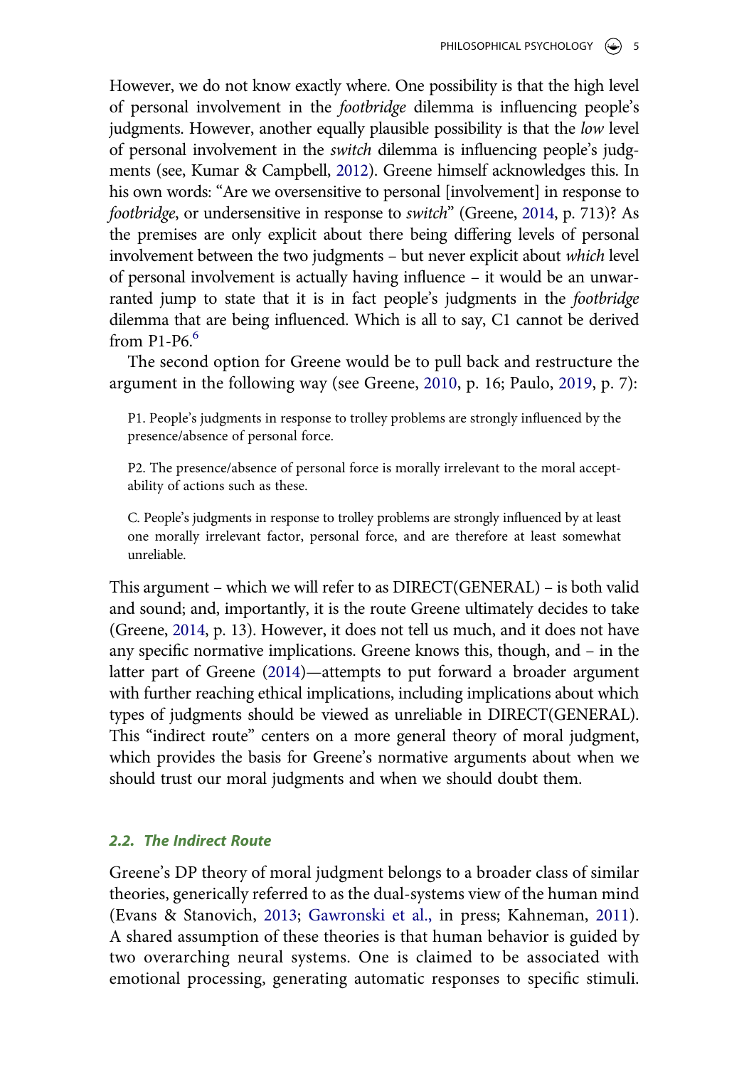However, we do not know exactly where. One possibility is that the high level of personal involvement in the *footbridge* dilemma is influencing people's judgments. However, another equally plausible possibility is that the *low* level of personal involvement in the *switch* dilemma is influencing people's judgments (see, Kumar & Campbell, 2012). Greene himself acknowledges this. In his own words: "Are we oversensitive to personal [involvement] in response to *footbridge*, or undersensitive in response to *switch*" (Greene, 2014, p. 713)? As the premises are only explicit about there being differing levels of personal involvement between the two judgments – but never explicit about *which* level of personal involvement is actually having influence – it would be an unwarranted jump to state that it is in fact people's judgments in the *footbridge* dilemma that are being influenced. Which is all to say, C1 cannot be derived from P1-P6.[6]

The second option for Greene would be to pull back and restructure the argument in the following way (see Greene, 2010, p. 16; Paulo, 2019, p. 7):

> P1. People's judgments in response to trolley problems are strongly influenced by the presence/absence of personal force.
>
> P2. The presence/absence of personal force is morally irrelevant to the moral acceptability of actions such as these.
>
> C. People's judgments in response to trolley problems are strongly influenced by at least one morally irrelevant factor, personal force, and are therefore at least somewhat unreliable.

This argument – which we will refer to as DIRECT(GENERAL) – is both valid and sound; and, importantly, it is the route Greene ultimately decides to take (Greene, 2014, p. 13). However, it does not tell us much, and it does not have any specific normative implications. Greene knows this, though, and – in the latter part of Greene (2014)—attempts to put forward a broader argument with further reaching ethical implications, including implications about which types of judgments should be viewed as unreliable in DIRECT(GENERAL). This "indirect route" centers on a more general theory of moral judgment, which provides the basis for Greene's normative arguments about when we should trust our moral judgments and when we should doubt them.

### 2.2. The Indirect Route

Greene's DP theory of moral judgment belongs to a broader class of similar theories, generically referred to as the dual-systems view of the human mind (Evans & Stanovich, 2013; Gawronski et al., in press; Kahneman, 2011). A shared assumption of these theories is that human behavior is guided by two overarching neural systems. One is claimed to be associated with emotional processing, generating automatic responses to specific stimuli.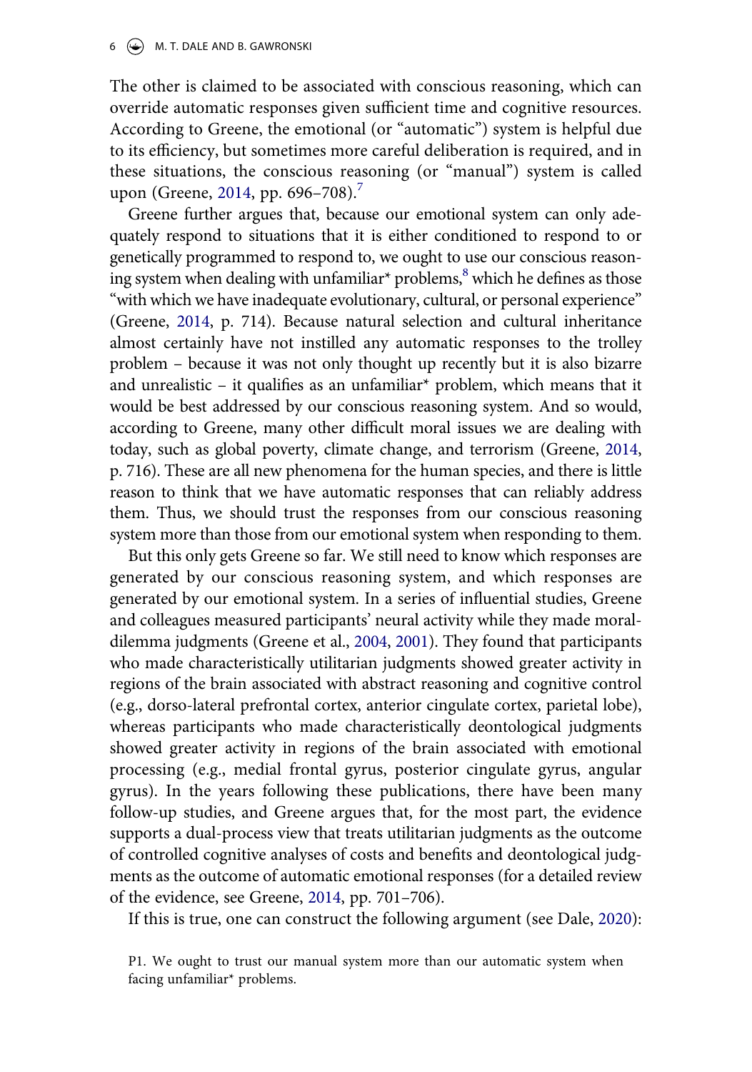The other is claimed to be associated with conscious reasoning, which can override automatic responses given sufficient time and cognitive resources. According to Greene, the emotional (or "automatic") system is helpful due to its efficiency, but sometimes more careful deliberation is required, and in these situations, the conscious reasoning (or "manual") system is called upon (Greene, 2014, pp. 696–708).[7]

Greene further argues that, because our emotional system can only adequately respond to situations that it is either conditioned to respond to or genetically programmed to respond to, we ought to use our conscious reasoning system when dealing with unfamiliar* problems,[8] which he defines as those "with which we have inadequate evolutionary, cultural, or personal experience" (Greene, 2014, p. 714). Because natural selection and cultural inheritance almost certainly have not instilled any automatic responses to the trolley problem – because it was not only thought up recently but it is also bizarre and unrealistic – it qualifies as an unfamiliar* problem, which means that it would be best addressed by our conscious reasoning system. And so would, according to Greene, many other difficult moral issues we are dealing with today, such as global poverty, climate change, and terrorism (Greene, 2014, p. 716). These are all new phenomena for the human species, and there is little reason to think that we have automatic responses that can reliably address them. Thus, we should trust the responses from our conscious reasoning system more than those from our emotional system when responding to them.

But this only gets Greene so far. We still need to know which responses are generated by our conscious reasoning system, and which responses are generated by our emotional system. In a series of influential studies, Greene and colleagues measured participants' neural activity while they made moral-dilemma judgments (Greene et al., 2004, 2001). They found that participants who made characteristically utilitarian judgments showed greater activity in regions of the brain associated with abstract reasoning and cognitive control (e.g., dorso-lateral prefrontal cortex, anterior cingulate cortex, parietal lobe), whereas participants who made characteristically deontological judgments showed greater activity in regions of the brain associated with emotional processing (e.g., medial frontal gyrus, posterior cingulate gyrus, angular gyrus). In the years following these publications, there have been many follow-up studies, and Greene argues that, for the most part, the evidence supports a dual-process view that treats utilitarian judgments as the outcome of controlled cognitive analyses of costs and benefits and deontological judgments as the outcome of automatic emotional responses (for a detailed review of the evidence, see Greene, 2014, pp. 701–706).

If this is true, one can construct the following argument (see Dale, 2020):

> P1. We ought to trust our manual system more than our automatic system when facing unfamiliar* problems.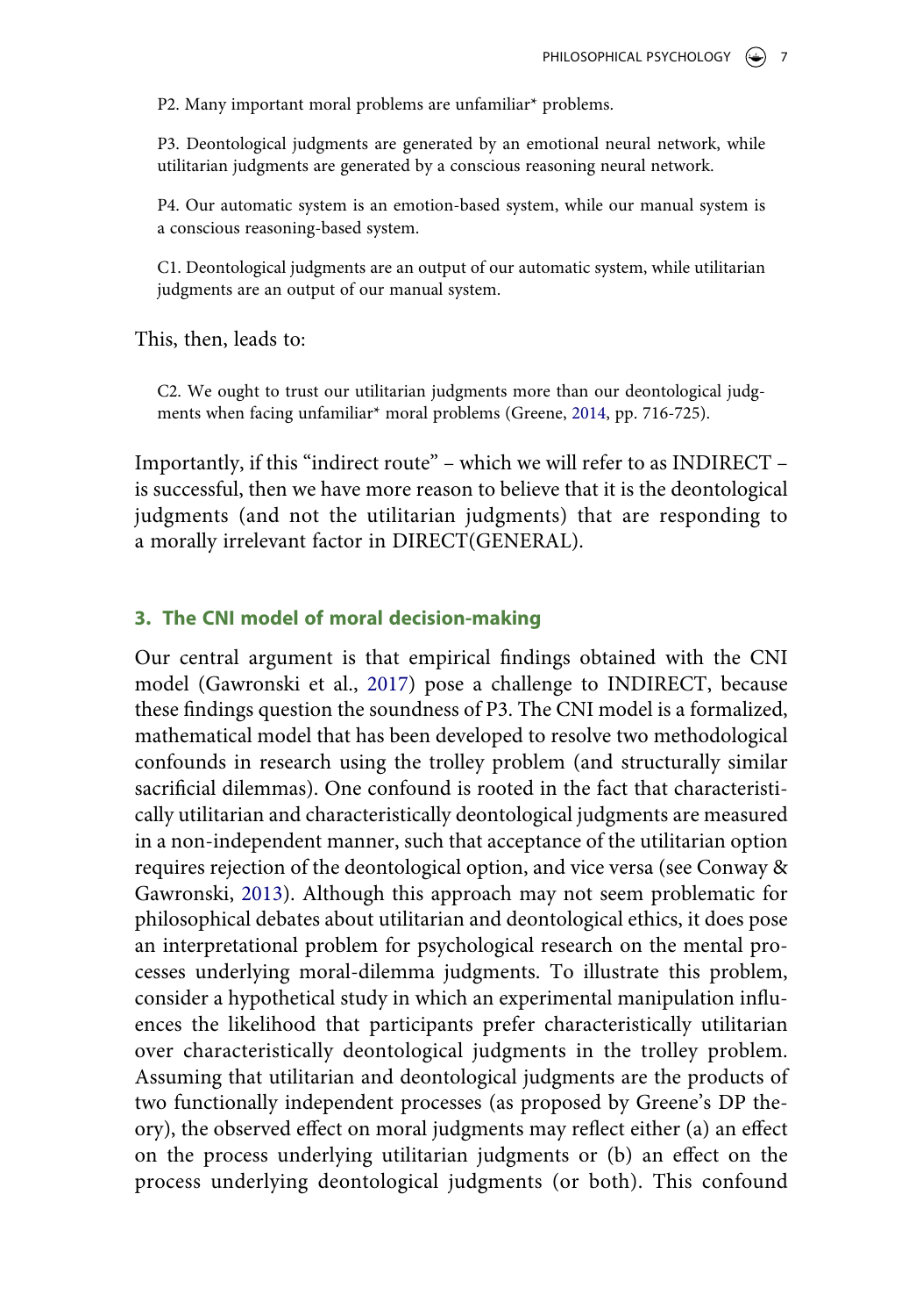P2. Many important moral problems are unfamiliar* problems.

P3. Deontological judgments are generated by an emotional neural network, while utilitarian judgments are generated by a conscious reasoning neural network.

P4. Our automatic system is an emotion-based system, while our manual system is a conscious reasoning-based system.

C1. Deontological judgments are an output of our automatic system, while utilitarian judgments are an output of our manual system.

This, then, leads to:

C2. We ought to trust our utilitarian judgments more than our deontological judgments when facing unfamiliar* moral problems (Greene, 2014, pp. 716-725).

Importantly, if this "indirect route" – which we will refer to as INDIRECT – is successful, then we have more reason to believe that it is the deontological judgments (and not the utilitarian judgments) that are responding to a morally irrelevant factor in DIRECT(GENERAL).

## 3. The CNI model of moral decision-making

Our central argument is that empirical findings obtained with the CNI model (Gawronski et al., 2017) pose a challenge to INDIRECT, because these findings question the soundness of P3. The CNI model is a formalized, mathematical model that has been developed to resolve two methodological confounds in research using the trolley problem (and structurally similar sacrificial dilemmas). One confound is rooted in the fact that characteristically utilitarian and characteristically deontological judgments are measured in a non-independent manner, such that acceptance of the utilitarian option requires rejection of the deontological option, and vice versa (see Conway & Gawronski, 2013). Although this approach may not seem problematic for philosophical debates about utilitarian and deontological ethics, it does pose an interpretational problem for psychological research on the mental processes underlying moral-dilemma judgments. To illustrate this problem, consider a hypothetical study in which an experimental manipulation influences the likelihood that participants prefer characteristically utilitarian over characteristically deontological judgments in the trolley problem. Assuming that utilitarian and deontological judgments are the products of two functionally independent processes (as proposed by Greene's DP theory), the observed effect on moral judgments may reflect either (a) an effect on the process underlying utilitarian judgments or (b) an effect on the process underlying deontological judgments (or both). This confound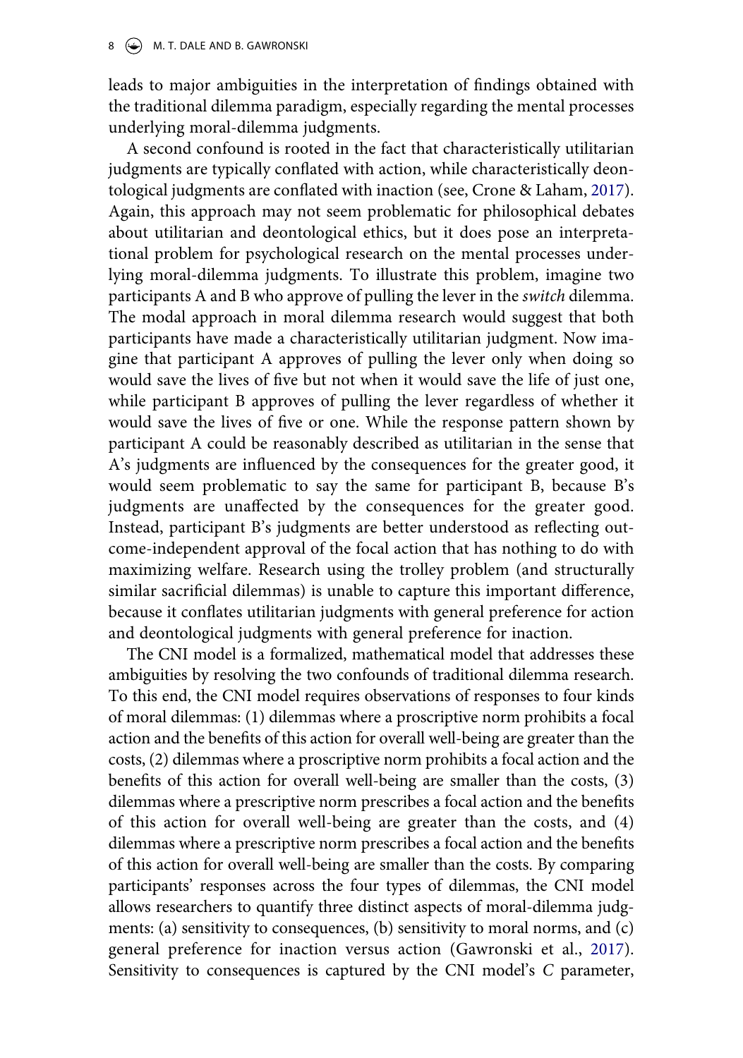leads to major ambiguities in the interpretation of findings obtained with the traditional dilemma paradigm, especially regarding the mental processes underlying moral-dilemma judgments.

A second confound is rooted in the fact that characteristically utilitarian judgments are typically conflated with action, while characteristically deontological judgments are conflated with inaction (see, Crone & Laham, 2017). Again, this approach may not seem problematic for philosophical debates about utilitarian and deontological ethics, but it does pose an interpretational problem for psychological research on the mental processes underlying moral-dilemma judgments. To illustrate this problem, imagine two participants A and B who approve of pulling the lever in the *switch* dilemma. The modal approach in moral dilemma research would suggest that both participants have made a characteristically utilitarian judgment. Now imagine that participant A approves of pulling the lever only when doing so would save the lives of five but not when it would save the life of just one, while participant B approves of pulling the lever regardless of whether it would save the lives of five or one. While the response pattern shown by participant A could be reasonably described as utilitarian in the sense that A's judgments are influenced by the consequences for the greater good, it would seem problematic to say the same for participant B, because B's judgments are unaffected by the consequences for the greater good. Instead, participant B's judgments are better understood as reflecting outcome-independent approval of the focal action that has nothing to do with maximizing welfare. Research using the trolley problem (and structurally similar sacrificial dilemmas) is unable to capture this important difference, because it conflates utilitarian judgments with general preference for action and deontological judgments with general preference for inaction.

The CNI model is a formalized, mathematical model that addresses these ambiguities by resolving the two confounds of traditional dilemma research. To this end, the CNI model requires observations of responses to four kinds of moral dilemmas: (1) dilemmas where a proscriptive norm prohibits a focal action and the benefits of this action for overall well-being are greater than the costs, (2) dilemmas where a proscriptive norm prohibits a focal action and the benefits of this action for overall well-being are smaller than the costs, (3) dilemmas where a prescriptive norm prescribes a focal action and the benefits of this action for overall well-being are greater than the costs, and (4) dilemmas where a prescriptive norm prescribes a focal action and the benefits of this action for overall well-being are smaller than the costs. By comparing participants' responses across the four types of dilemmas, the CNI model allows researchers to quantify three distinct aspects of moral-dilemma judgments: (a) sensitivity to consequences, (b) sensitivity to moral norms, and (c) general preference for inaction versus action (Gawronski et al., 2017). Sensitivity to consequences is captured by the CNI model's *C* parameter,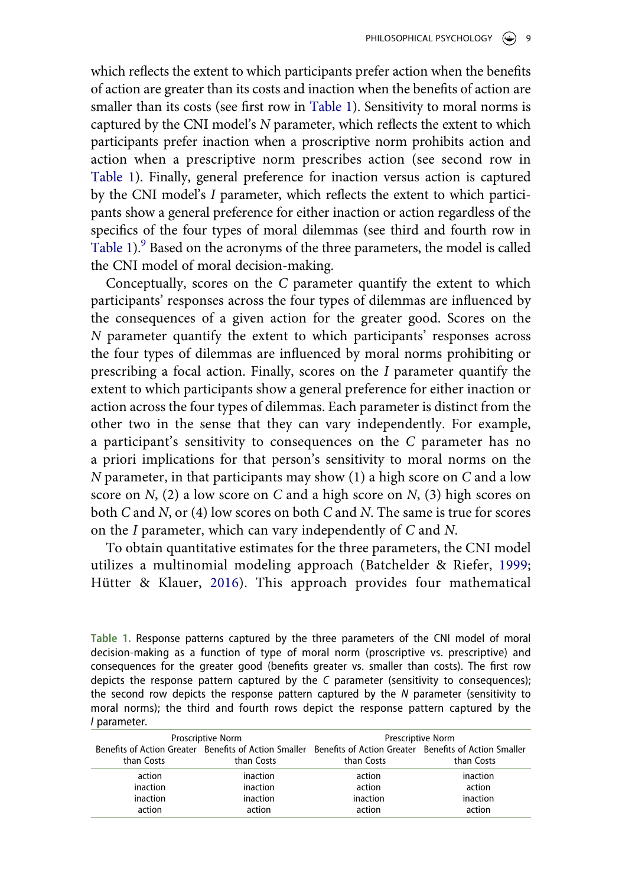which reflects the extent to which participants prefer action when the benefits of action are greater than its costs and inaction when the benefits of action are smaller than its costs (see first row in Table 1). Sensitivity to moral norms is captured by the CNI model's *N* parameter, which reflects the extent to which participants prefer inaction when a proscriptive norm prohibits action and action when a prescriptive norm prescribes action (see second row in Table 1). Finally, general preference for inaction versus action is captured by the CNI model's *I* parameter, which reflects the extent to which participants show a general preference for either inaction or action regardless of the specifics of the four types of moral dilemmas (see third and fourth row in Table 1).[9] Based on the acronyms of the three parameters, the model is called the CNI model of moral decision-making.

Conceptually, scores on the *C* parameter quantify the extent to which participants' responses across the four types of dilemmas are influenced by the consequences of a given action for the greater good. Scores on the *N* parameter quantify the extent to which participants' responses across the four types of dilemmas are influenced by moral norms prohibiting or prescribing a focal action. Finally, scores on the *I* parameter quantify the extent to which participants show a general preference for either inaction or action across the four types of dilemmas. Each parameter is distinct from the other two in the sense that they can vary independently. For example, a participant's sensitivity to consequences on the *C* parameter has no a priori implications for that person's sensitivity to moral norms on the *N* parameter, in that participants may show (1) a high score on *C* and a low score on *N*, (2) a low score on *C* and a high score on *N*, (3) high scores on both *C* and *N*, or (4) low scores on both *C* and *N*. The same is true for scores on the *I* parameter, which can vary independently of *C* and *N*.

To obtain quantitative estimates for the three parameters, the CNI model utilizes a multinomial modeling approach (Batchelder & Riefer, 1999; Hütter & Klauer, 2016). This approach provides four mathematical

**Table 1.** Response patterns captured by the three parameters of the CNI model of moral decision-making as a function of type of moral norm (proscriptive vs. prescriptive) and consequences for the greater good (benefits greater vs. smaller than costs). The first row depicts the response pattern captured by the *C* parameter (sensitivity to consequences); the second row depicts the response pattern captured by the *N* parameter (sensitivity to moral norms); the third and fourth rows depict the response pattern captured by the *I* parameter.

| Proscriptive Norm | | Prescriptive Norm | |
|---|---|---|---|
| Benefits of Action Greater than Costs | Benefits of Action Smaller than Costs | Benefits of Action Greater than Costs | Benefits of Action Smaller than Costs |
| action | inaction | action | inaction |
| inaction | inaction | action | action |
| inaction | inaction | inaction | inaction |
| action | action | action | action |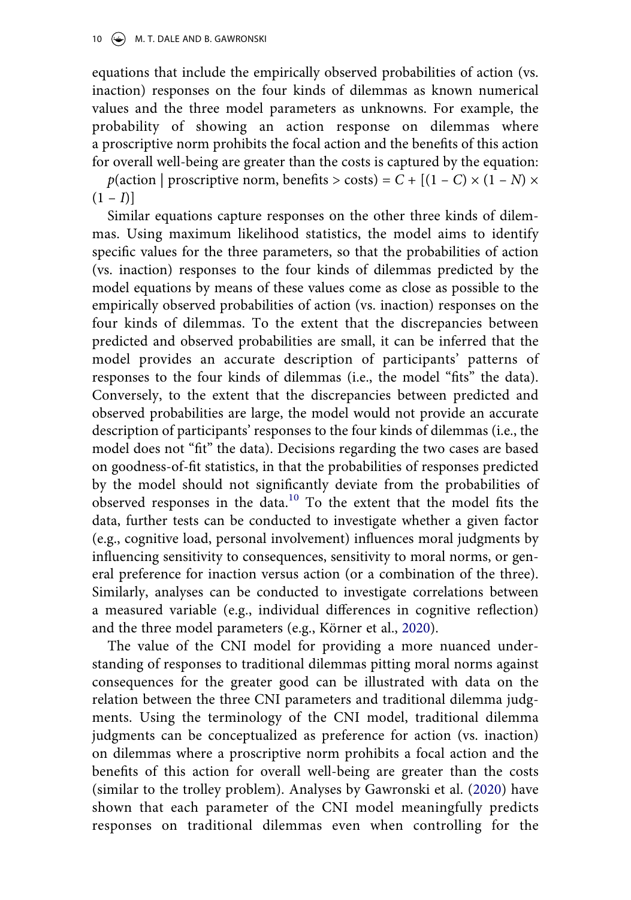equations that include the empirically observed probabilities of action (vs. inaction) responses on the four kinds of dilemmas as known numerical values and the three model parameters as unknowns. For example, the probability of showing an action response on dilemmas where a proscriptive norm prohibits the focal action and the benefits of this action for overall well-being are greater than the costs is captured by the equation:

$p(\text{action} \mid \text{proscriptive norm, benefits} > \text{costs}) = C + [(1 - C) \times (1 - N) \times (1 - I)]$

Similar equations capture responses on the other three kinds of dilemmas. Using maximum likelihood statistics, the model aims to identify specific values for the three parameters, so that the probabilities of action (vs. inaction) responses to the four kinds of dilemmas predicted by the model equations by means of these values come as close as possible to the empirically observed probabilities of action (vs. inaction) responses on the four kinds of dilemmas. To the extent that the discrepancies between predicted and observed probabilities are small, it can be inferred that the model provides an accurate description of participants' patterns of responses to the four kinds of dilemmas (i.e., the model "fits" the data). Conversely, to the extent that the discrepancies between predicted and observed probabilities are large, the model would not provide an accurate description of participants' responses to the four kinds of dilemmas (i.e., the model does not "fit" the data). Decisions regarding the two cases are based on goodness-of-fit statistics, in that the probabilities of responses predicted by the model should not significantly deviate from the probabilities of observed responses in the data.[10] To the extent that the model fits the data, further tests can be conducted to investigate whether a given factor (e.g., cognitive load, personal involvement) influences moral judgments by influencing sensitivity to consequences, sensitivity to moral norms, or general preference for inaction versus action (or a combination of the three). Similarly, analyses can be conducted to investigate correlations between a measured variable (e.g., individual differences in cognitive reflection) and the three model parameters (e.g., Körner et al., 2020).

The value of the CNI model for providing a more nuanced understanding of responses to traditional dilemmas pitting moral norms against consequences for the greater good can be illustrated with data on the relation between the three CNI parameters and traditional dilemma judgments. Using the terminology of the CNI model, traditional dilemma judgments can be conceptualized as preference for action (vs. inaction) on dilemmas where a proscriptive norm prohibits a focal action and the benefits of this action for overall well-being are greater than the costs (similar to the trolley problem). Analyses by Gawronski et al. (2020) have shown that each parameter of the CNI model meaningfully predicts responses on traditional dilemmas even when controlling for the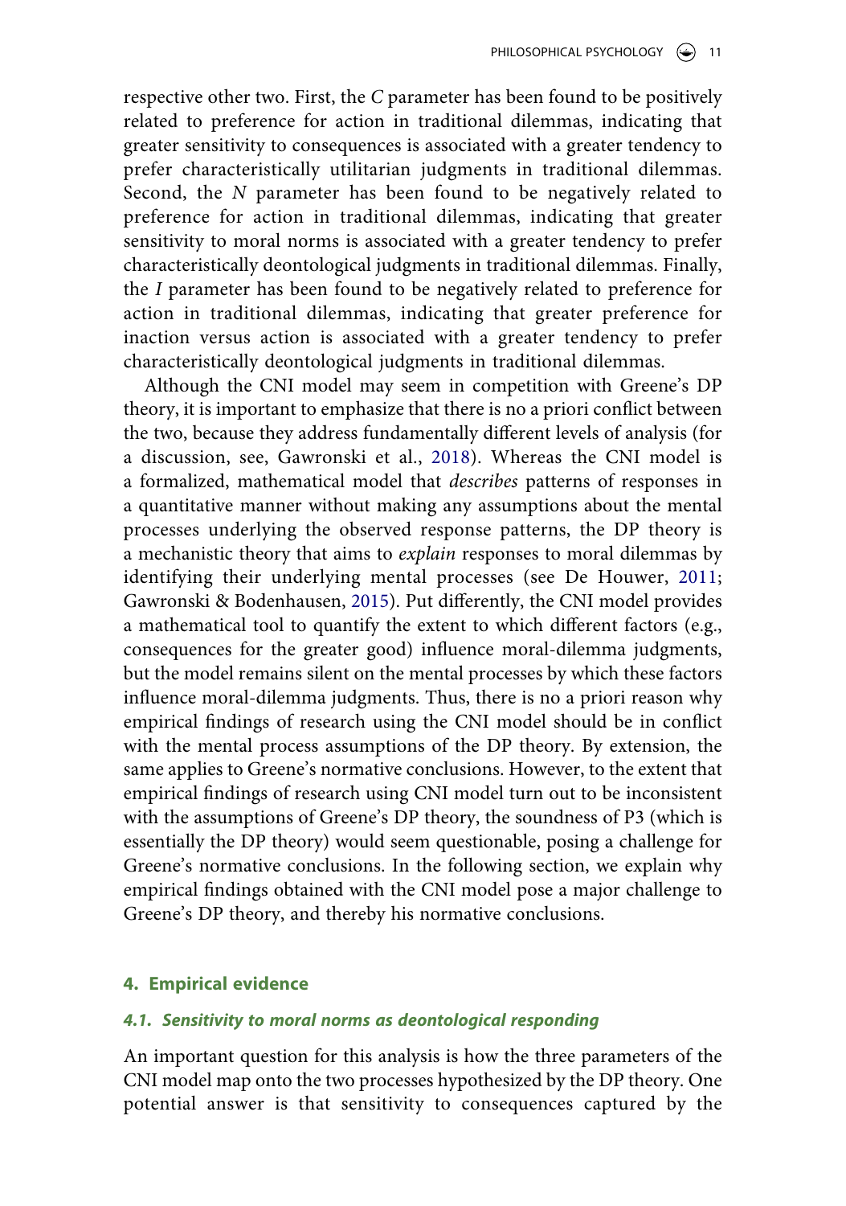respective other two. First, the *C* parameter has been found to be positively related to preference for action in traditional dilemmas, indicating that greater sensitivity to consequences is associated with a greater tendency to prefer characteristically utilitarian judgments in traditional dilemmas. Second, the *N* parameter has been found to be negatively related to preference for action in traditional dilemmas, indicating that greater sensitivity to moral norms is associated with a greater tendency to prefer characteristically deontological judgments in traditional dilemmas. Finally, the *I* parameter has been found to be negatively related to preference for action in traditional dilemmas, indicating that greater preference for inaction versus action is associated with a greater tendency to prefer characteristically deontological judgments in traditional dilemmas.

Although the CNI model may seem in competition with Greene's DP theory, it is important to emphasize that there is no a priori conflict between the two, because they address fundamentally different levels of analysis (for a discussion, see, Gawronski et al., 2018). Whereas the CNI model is a formalized, mathematical model that *describes* patterns of responses in a quantitative manner without making any assumptions about the mental processes underlying the observed response patterns, the DP theory is a mechanistic theory that aims to *explain* responses to moral dilemmas by identifying their underlying mental processes (see De Houwer, 2011; Gawronski & Bodenhausen, 2015). Put differently, the CNI model provides a mathematical tool to quantify the extent to which different factors (e.g., consequences for the greater good) influence moral-dilemma judgments, but the model remains silent on the mental processes by which these factors influence moral-dilemma judgments. Thus, there is no a priori reason why empirical findings of research using the CNI model should be in conflict with the mental process assumptions of the DP theory. By extension, the same applies to Greene's normative conclusions. However, to the extent that empirical findings of research using CNI model turn out to be inconsistent with the assumptions of Greene's DP theory, the soundness of P3 (which is essentially the DP theory) would seem questionable, posing a challenge for Greene's normative conclusions. In the following section, we explain why empirical findings obtained with the CNI model pose a major challenge to Greene's DP theory, and thereby his normative conclusions.

## 4. Empirical evidence

### 4.1. Sensitivity to moral norms as deontological responding

An important question for this analysis is how the three parameters of the CNI model map onto the two processes hypothesized by the DP theory. One potential answer is that sensitivity to consequences captured by the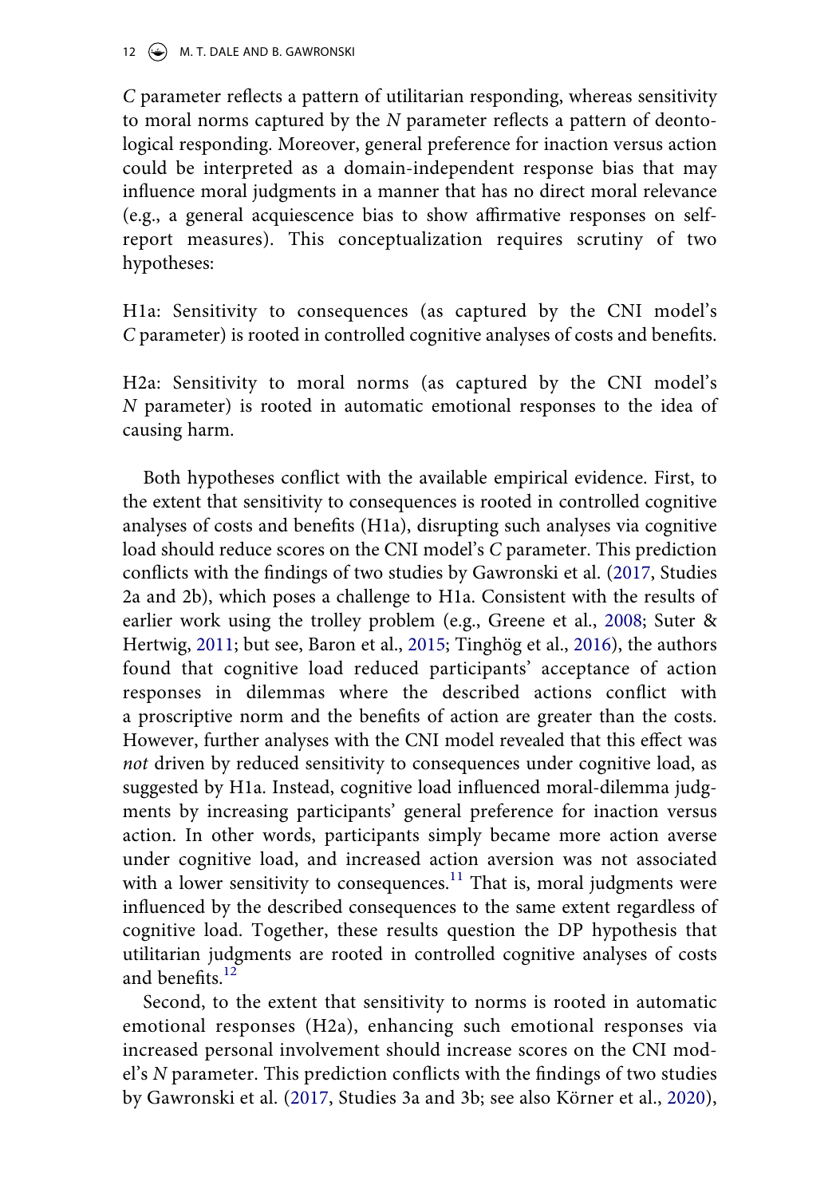*C* parameter reflects a pattern of utilitarian responding, whereas sensitivity to moral norms captured by the *N* parameter reflects a pattern of deontological responding. Moreover, general preference for inaction versus action could be interpreted as a domain-independent response bias that may influence moral judgments in a manner that has no direct moral relevance (e.g., a general acquiescence bias to show affirmative responses on self-report measures). This conceptualization requires scrutiny of two hypotheses:

H1a: Sensitivity to consequences (as captured by the CNI model's *C* parameter) is rooted in controlled cognitive analyses of costs and benefits.

H2a: Sensitivity to moral norms (as captured by the CNI model's *N* parameter) is rooted in automatic emotional responses to the idea of causing harm.

Both hypotheses conflict with the available empirical evidence. First, to the extent that sensitivity to consequences is rooted in controlled cognitive analyses of costs and benefits (H1a), disrupting such analyses via cognitive load should reduce scores on the CNI model's *C* parameter. This prediction conflicts with the findings of two studies by Gawronski et al. (2017, Studies 2a and 2b), which poses a challenge to H1a. Consistent with the results of earlier work using the trolley problem (e.g., Greene et al., 2008; Suter & Hertwig, 2011; but see, Baron et al., 2015; Tinghög et al., 2016), the authors found that cognitive load reduced participants' acceptance of action responses in dilemmas where the described actions conflict with a proscriptive norm and the benefits of action are greater than the costs. However, further analyses with the CNI model revealed that this effect was *not* driven by reduced sensitivity to consequences under cognitive load, as suggested by H1a. Instead, cognitive load influenced moral-dilemma judgments by increasing participants' general preference for inaction versus action. In other words, participants simply became more action averse under cognitive load, and increased action aversion was not associated with a lower sensitivity to consequences.[11] That is, moral judgments were influenced by the described consequences to the same extent regardless of cognitive load. Together, these results question the DP hypothesis that utilitarian judgments are rooted in controlled cognitive analyses of costs and benefits.[12]

Second, to the extent that sensitivity to norms is rooted in automatic emotional responses (H2a), enhancing such emotional responses via increased personal involvement should increase scores on the CNI model's *N* parameter. This prediction conflicts with the findings of two studies by Gawronski et al. (2017, Studies 3a and 3b; see also Körner et al., 2020),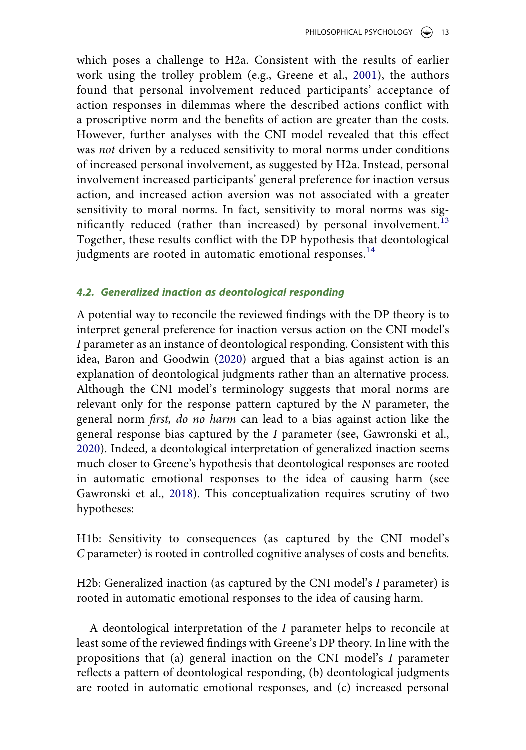which poses a challenge to H2a. Consistent with the results of earlier work using the trolley problem (e.g., Greene et al., 2001), the authors found that personal involvement reduced participants' acceptance of action responses in dilemmas where the described actions conflict with a proscriptive norm and the benefits of action are greater than the costs. However, further analyses with the CNI model revealed that this effect was *not* driven by a reduced sensitivity to moral norms under conditions of increased personal involvement, as suggested by H2a. Instead, personal involvement increased participants' general preference for inaction versus action, and increased action aversion was not associated with a greater sensitivity to moral norms. In fact, sensitivity to moral norms was significantly reduced (rather than increased) by personal involvement.[13] Together, these results conflict with the DP hypothesis that deontological judgments are rooted in automatic emotional responses.[14]

### 4.2. Generalized inaction as deontological responding

A potential way to reconcile the reviewed findings with the DP theory is to interpret general preference for inaction versus action on the CNI model's *I* parameter as an instance of deontological responding. Consistent with this idea, Baron and Goodwin (2020) argued that a bias against action is an explanation of deontological judgments rather than an alternative process. Although the CNI model's terminology suggests that moral norms are relevant only for the response pattern captured by the *N* parameter, the general norm *first, do no harm* can lead to a bias against action like the general response bias captured by the *I* parameter (see, Gawronski et al., 2020). Indeed, a deontological interpretation of generalized inaction seems much closer to Greene's hypothesis that deontological responses are rooted in automatic emotional responses to the idea of causing harm (see Gawronski et al., 2018). This conceptualization requires scrutiny of two hypotheses:

H1b: Sensitivity to consequences (as captured by the CNI model's *C* parameter) is rooted in controlled cognitive analyses of costs and benefits.

H2b: Generalized inaction (as captured by the CNI model's *I* parameter) is rooted in automatic emotional responses to the idea of causing harm.

A deontological interpretation of the *I* parameter helps to reconcile at least some of the reviewed findings with Greene's DP theory. In line with the propositions that (a) general inaction on the CNI model's *I* parameter reflects a pattern of deontological responding, (b) deontological judgments are rooted in automatic emotional responses, and (c) increased personal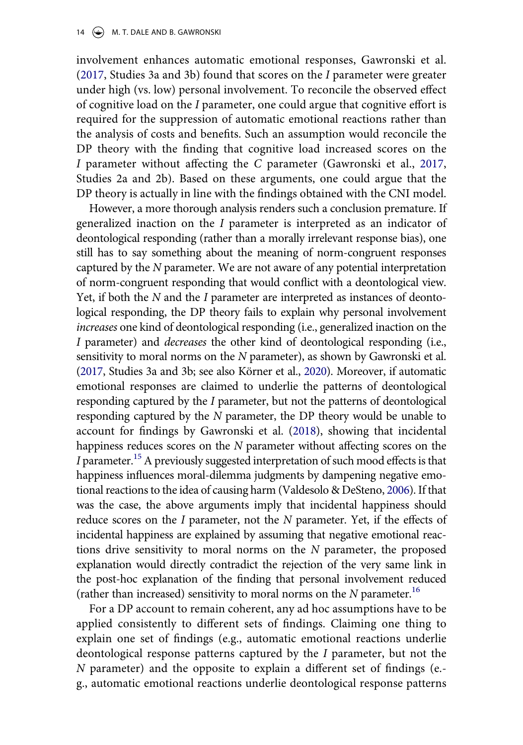involvement enhances automatic emotional responses, Gawronski et al. (2017, Studies 3a and 3b) found that scores on the *I* parameter were greater under high (vs. low) personal involvement. To reconcile the observed effect of cognitive load on the *I* parameter, one could argue that cognitive effort is required for the suppression of automatic emotional reactions rather than the analysis of costs and benefits. Such an assumption would reconcile the DP theory with the finding that cognitive load increased scores on the *I* parameter without affecting the *C* parameter (Gawronski et al., 2017, Studies 2a and 2b). Based on these arguments, one could argue that the DP theory is actually in line with the findings obtained with the CNI model.

However, a more thorough analysis renders such a conclusion premature. If generalized inaction on the *I* parameter is interpreted as an indicator of deontological responding (rather than a morally irrelevant response bias), one still has to say something about the meaning of norm-congruent responses captured by the *N* parameter. We are not aware of any potential interpretation of norm-congruent responding that would conflict with a deontological view. Yet, if both the *N* and the *I* parameter are interpreted as instances of deontological responding, the DP theory fails to explain why personal involvement *increases* one kind of deontological responding (i.e., generalized inaction on the *I* parameter) and *decreases* the other kind of deontological responding (i.e., sensitivity to moral norms on the *N* parameter), as shown by Gawronski et al. (2017, Studies 3a and 3b; see also Körner et al., 2020). Moreover, if automatic emotional responses are claimed to underlie the patterns of deontological responding captured by the *I* parameter, but not the patterns of deontological responding captured by the *N* parameter, the DP theory would be unable to account for findings by Gawronski et al. (2018), showing that incidental happiness reduces scores on the *N* parameter without affecting scores on the *I* parameter.[15] A previously suggested interpretation of such mood effects is that happiness influences moral-dilemma judgments by dampening negative emotional reactions to the idea of causing harm (Valdesolo & DeSteno, 2006). If that was the case, the above arguments imply that incidental happiness should reduce scores on the *I* parameter, not the *N* parameter. Yet, if the effects of incidental happiness are explained by assuming that negative emotional reactions drive sensitivity to moral norms on the *N* parameter, the proposed explanation would directly contradict the rejection of the very same link in the post-hoc explanation of the finding that personal involvement reduced (rather than increased) sensitivity to moral norms on the *N* parameter.[16]

For a DP account to remain coherent, any ad hoc assumptions have to be applied consistently to different sets of findings. Claiming one thing to explain one set of findings (e.g., automatic emotional reactions underlie deontological response patterns captured by the *I* parameter, but not the *N* parameter) and the opposite to explain a different set of findings (e.g., automatic emotional reactions underlie deontological response patterns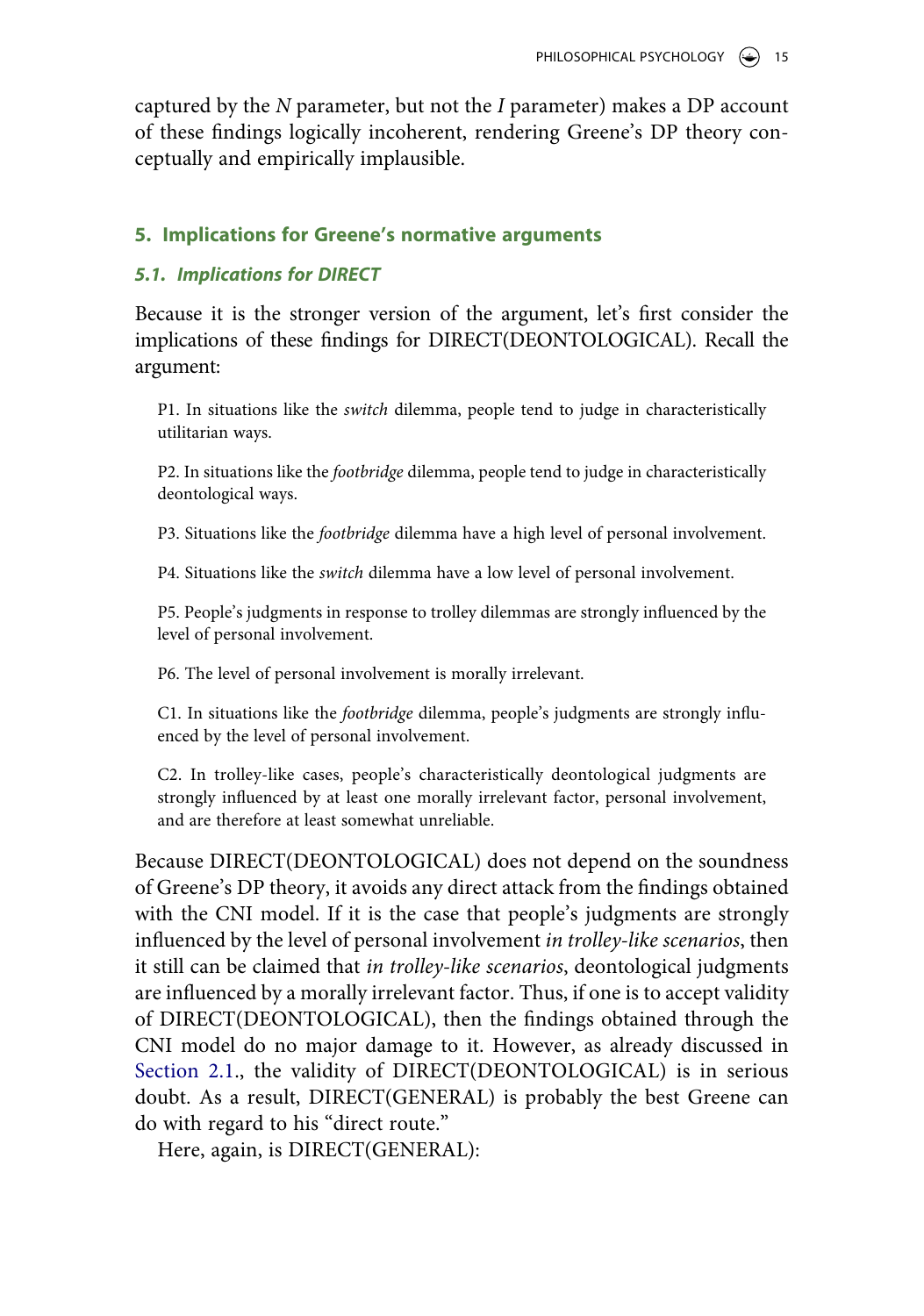captured by the *N* parameter, but not the *I* parameter) makes a DP account of these findings logically incoherent, rendering Greene's DP theory conceptually and empirically implausible.

## 5. Implications for Greene's normative arguments

### 5.1. Implications for DIRECT

Because it is the stronger version of the argument, let's first consider the implications of these findings for DIRECT(DEONTOLOGICAL). Recall the argument:

P1. In situations like the *switch* dilemma, people tend to judge in characteristically utilitarian ways.

P2. In situations like the *footbridge* dilemma, people tend to judge in characteristically deontological ways.

P3. Situations like the *footbridge* dilemma have a high level of personal involvement.

P4. Situations like the *switch* dilemma have a low level of personal involvement.

P5. People's judgments in response to trolley dilemmas are strongly influenced by the level of personal involvement.

P6. The level of personal involvement is morally irrelevant.

C1. In situations like the *footbridge* dilemma, people's judgments are strongly influenced by the level of personal involvement.

C2. In trolley-like cases, people's characteristically deontological judgments are strongly influenced by at least one morally irrelevant factor, personal involvement, and are therefore at least somewhat unreliable.

Because DIRECT(DEONTOLOGICAL) does not depend on the soundness of Greene's DP theory, it avoids any direct attack from the findings obtained with the CNI model. If it is the case that people's judgments are strongly influenced by the level of personal involvement *in trolley-like scenarios*, then it still can be claimed that *in trolley-like scenarios*, deontological judgments are influenced by a morally irrelevant factor. Thus, if one is to accept validity of DIRECT(DEONTOLOGICAL), then the findings obtained through the CNI model do no major damage to it. However, as already discussed in Section 2.1., the validity of DIRECT(DEONTOLOGICAL) is in serious doubt. As a result, DIRECT(GENERAL) is probably the best Greene can do with regard to his "direct route."

Here, again, is DIRECT(GENERAL):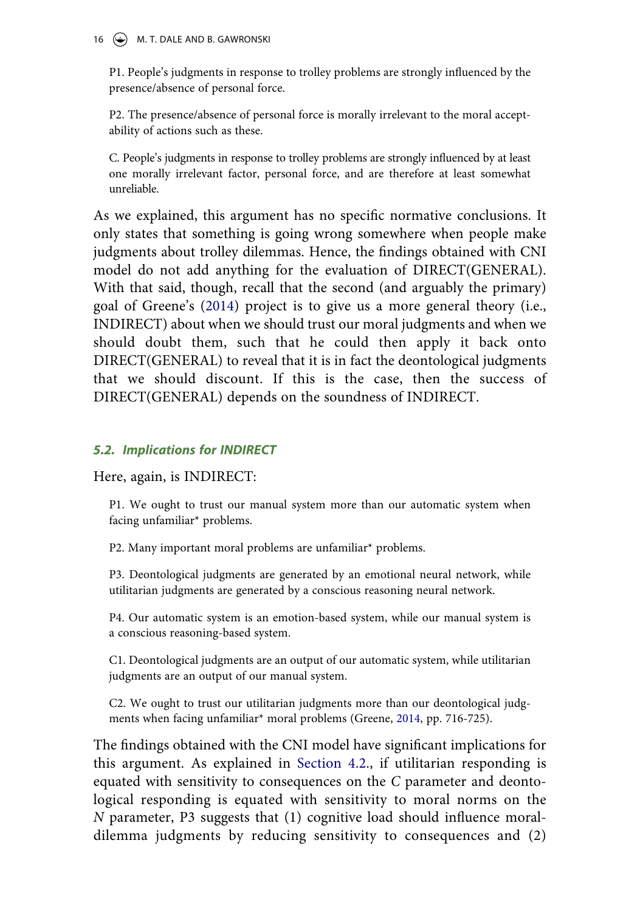P1. People's judgments in response to trolley problems are strongly influenced by the presence/absence of personal force.

P2. The presence/absence of personal force is morally irrelevant to the moral acceptability of actions such as these.

C. People's judgments in response to trolley problems are strongly influenced by at least one morally irrelevant factor, personal force, and are therefore at least somewhat unreliable.

As we explained, this argument has no specific normative conclusions. It only states that something is going wrong somewhere when people make judgments about trolley dilemmas. Hence, the findings obtained with CNI model do not add anything for the evaluation of DIRECT(GENERAL). With that said, though, recall that the second (and arguably the primary) goal of Greene's (2014) project is to give us a more general theory (i.e., INDIRECT) about when we should trust our moral judgments and when we should doubt them, such that he could then apply it back onto DIRECT(GENERAL) to reveal that it is in fact the deontological judgments that we should discount. If this is the case, then the success of DIRECT(GENERAL) depends on the soundness of INDIRECT.

### 5.2. Implications for INDIRECT

Here, again, is INDIRECT:

P1. We ought to trust our manual system more than our automatic system when facing unfamiliar* problems.

P2. Many important moral problems are unfamiliar* problems.

P3. Deontological judgments are generated by an emotional neural network, while utilitarian judgments are generated by a conscious reasoning neural network.

P4. Our automatic system is an emotion-based system, while our manual system is a conscious reasoning-based system.

C1. Deontological judgments are an output of our automatic system, while utilitarian judgments are an output of our manual system.

C2. We ought to trust our utilitarian judgments more than our deontological judgments when facing unfamiliar* moral problems (Greene, 2014, pp. 716-725).

The findings obtained with the CNI model have significant implications for this argument. As explained in Section 4.2., if utilitarian responding is equated with sensitivity to consequences on the *C* parameter and deontological responding is equated with sensitivity to moral norms on the *N* parameter, P3 suggests that (1) cognitive load should influence moral-dilemma judgments by reducing sensitivity to consequences and (2)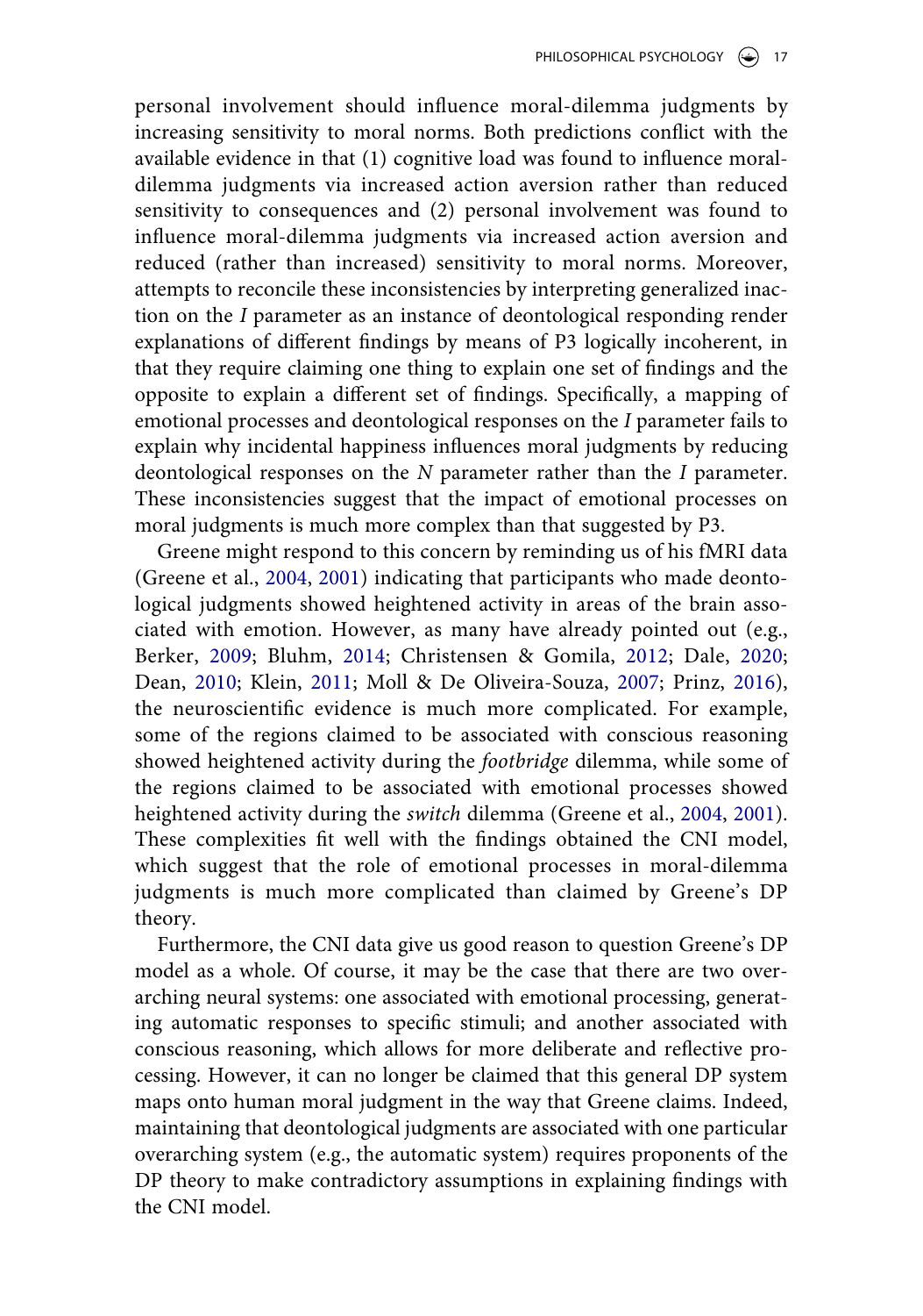personal involvement should influence moral-dilemma judgments by increasing sensitivity to moral norms. Both predictions conflict with the available evidence in that (1) cognitive load was found to influence moral-dilemma judgments via increased action aversion rather than reduced sensitivity to consequences and (2) personal involvement was found to influence moral-dilemma judgments via increased action aversion and reduced (rather than increased) sensitivity to moral norms. Moreover, attempts to reconcile these inconsistencies by interpreting generalized inaction on the *I* parameter as an instance of deontological responding render explanations of different findings by means of P3 logically incoherent, in that they require claiming one thing to explain one set of findings and the opposite to explain a different set of findings. Specifically, a mapping of emotional processes and deontological responses on the *I* parameter fails to explain why incidental happiness influences moral judgments by reducing deontological responses on the *N* parameter rather than the *I* parameter. These inconsistencies suggest that the impact of emotional processes on moral judgments is much more complex than that suggested by P3.

Greene might respond to this concern by reminding us of his fMRI data (Greene et al., 2004, 2001) indicating that participants who made deontological judgments showed heightened activity in areas of the brain associated with emotion. However, as many have already pointed out (e.g., Berker, 2009; Bluhm, 2014; Christensen & Gomila, 2012; Dale, 2020; Dean, 2010; Klein, 2011; Moll & De Oliveira-Souza, 2007; Prinz, 2016), the neuroscientific evidence is much more complicated. For example, some of the regions claimed to be associated with conscious reasoning showed heightened activity during the *footbridge* dilemma, while some of the regions claimed to be associated with emotional processes showed heightened activity during the *switch* dilemma (Greene et al., 2004, 2001). These complexities fit well with the findings obtained the CNI model, which suggest that the role of emotional processes in moral-dilemma judgments is much more complicated than claimed by Greene's DP theory.

Furthermore, the CNI data give us good reason to question Greene's DP model as a whole. Of course, it may be the case that there are two overarching neural systems: one associated with emotional processing, generating automatic responses to specific stimuli; and another associated with conscious reasoning, which allows for more deliberate and reflective processing. However, it can no longer be claimed that this general DP system maps onto human moral judgment in the way that Greene claims. Indeed, maintaining that deontological judgments are associated with one particular overarching system (e.g., the automatic system) requires proponents of the DP theory to make contradictory assumptions in explaining findings with the CNI model.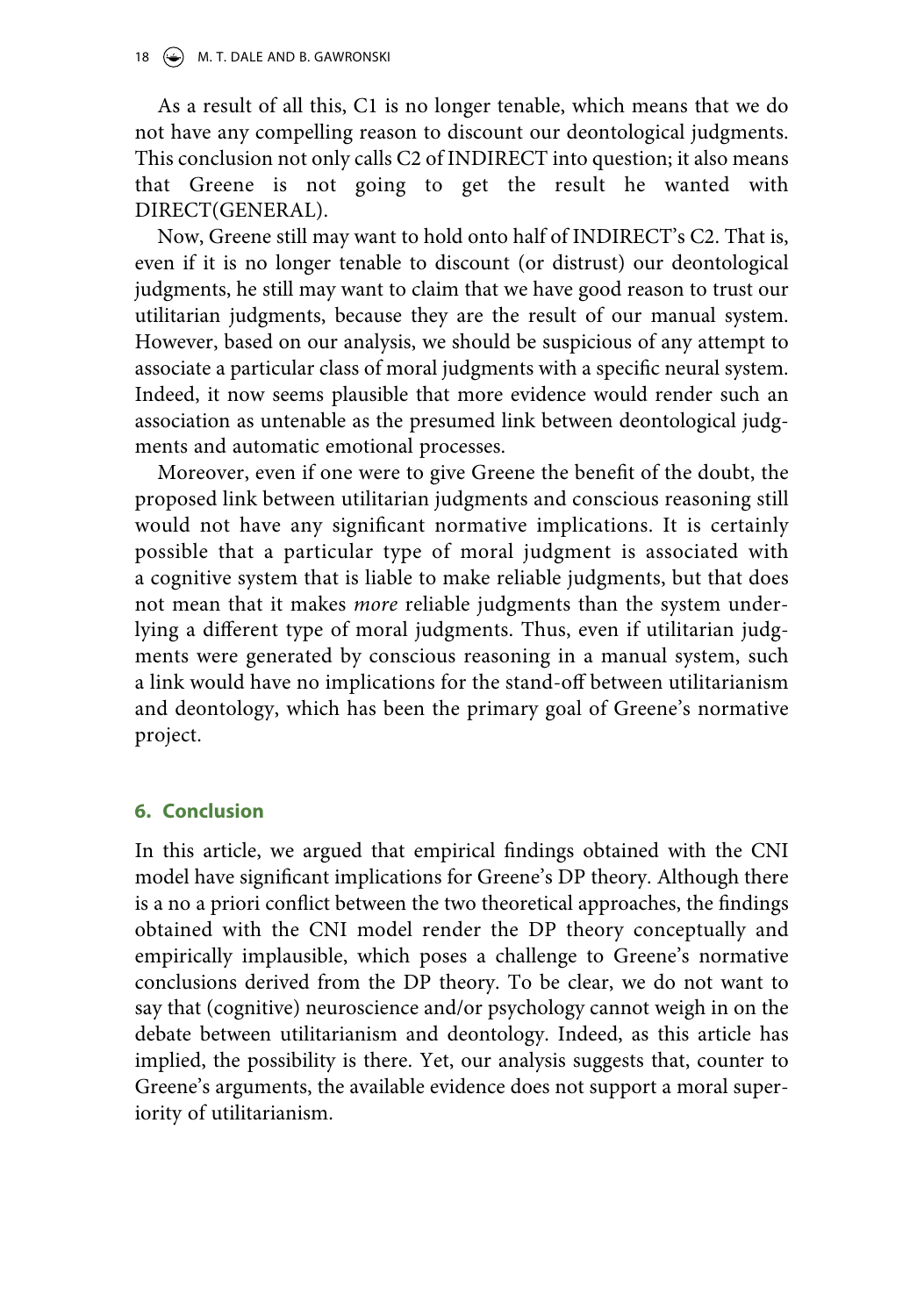As a result of all this, C1 is no longer tenable, which means that we do not have any compelling reason to discount our deontological judgments. This conclusion not only calls C2 of INDIRECT into question; it also means that Greene is not going to get the result he wanted with DIRECT(GENERAL).

Now, Greene still may want to hold onto half of INDIRECT's C2. That is, even if it is no longer tenable to discount (or distrust) our deontological judgments, he still may want to claim that we have good reason to trust our utilitarian judgments, because they are the result of our manual system. However, based on our analysis, we should be suspicious of any attempt to associate a particular class of moral judgments with a specific neural system. Indeed, it now seems plausible that more evidence would render such an association as untenable as the presumed link between deontological judgments and automatic emotional processes.

Moreover, even if one were to give Greene the benefit of the doubt, the proposed link between utilitarian judgments and conscious reasoning still would not have any significant normative implications. It is certainly possible that a particular type of moral judgment is associated with a cognitive system that is liable to make reliable judgments, but that does not mean that it makes *more* reliable judgments than the system underlying a different type of moral judgments. Thus, even if utilitarian judgments were generated by conscious reasoning in a manual system, such a link would have no implications for the stand-off between utilitarianism and deontology, which has been the primary goal of Greene's normative project.

## 6. Conclusion

In this article, we argued that empirical findings obtained with the CNI model have significant implications for Greene's DP theory. Although there is a no a priori conflict between the two theoretical approaches, the findings obtained with the CNI model render the DP theory conceptually and empirically implausible, which poses a challenge to Greene's normative conclusions derived from the DP theory. To be clear, we do not want to say that (cognitive) neuroscience and/or psychology cannot weigh in on the debate between utilitarianism and deontology. Indeed, as this article has implied, the possibility is there. Yet, our analysis suggests that, counter to Greene's arguments, the available evidence does not support a moral superiority of utilitarianism.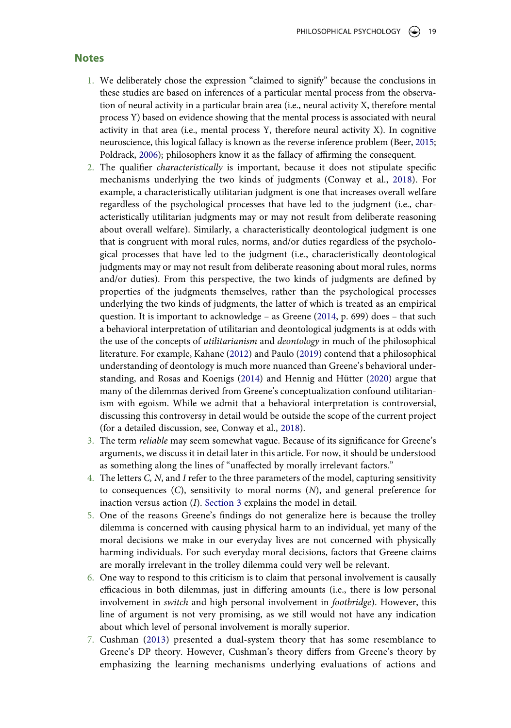## Notes

1. We deliberately chose the expression "claimed to signify" because the conclusions in these studies are based on inferences of a particular mental process from the observation of neural activity in a particular brain area (i.e., neural activity X, therefore mental process Y) based on evidence showing that the mental process is associated with neural activity in that area (i.e., mental process Y, therefore neural activity X). In cognitive neuroscience, this logical fallacy is known as the reverse inference problem (Beer, 2015; Poldrack, 2006); philosophers know it as the fallacy of affirming the consequent.
2. The qualifier *characteristically* is important, because it does not stipulate specific mechanisms underlying the two kinds of judgments (Conway et al., 2018). For example, a characteristically utilitarian judgment is one that increases overall welfare regardless of the psychological processes that have led to the judgment (i.e., characteristically utilitarian judgments may or may not result from deliberate reasoning about overall welfare). Similarly, a characteristically deontological judgment is one that is congruent with moral rules, norms, and/or duties regardless of the psychological processes that have led to the judgment (i.e., characteristically deontological judgments may or may not result from deliberate reasoning about moral rules, norms and/or duties). From this perspective, the two kinds of judgments are defined by properties of the judgments themselves, rather than the psychological processes underlying the two kinds of judgments, the latter of which is treated as an empirical question. It is important to acknowledge – as Greene (2014, p. 699) does – that such a behavioral interpretation of utilitarian and deontological judgments is at odds with the use of the concepts of *utilitarianism* and *deontology* in much of the philosophical literature. For example, Kahane (2012) and Paulo (2019) contend that a philosophical understanding of deontology is much more nuanced than Greene's behavioral understanding, and Rosas and Koenigs (2014) and Hennig and Hütter (2020) argue that many of the dilemmas derived from Greene's conceptualization confound utilitarianism with egoism. While we admit that a behavioral interpretation is controversial, discussing this controversy in detail would be outside the scope of the current project (for a detailed discussion, see, Conway et al., 2018).
3. The term *reliable* may seem somewhat vague. Because of its significance for Greene's arguments, we discuss it in detail later in this article. For now, it should be understood as something along the lines of "unaffected by morally irrelevant factors."
4. The letters *C, N*, and *I* refer to the three parameters of the model, capturing sensitivity to consequences (*C*), sensitivity to moral norms (*N*), and general preference for inaction versus action (*I*). Section 3 explains the model in detail.
5. One of the reasons Greene's findings do not generalize here is because the trolley dilemma is concerned with causing physical harm to an individual, yet many of the moral decisions we make in our everyday lives are not concerned with physically harming individuals. For such everyday moral decisions, factors that Greene claims are morally irrelevant in the trolley dilemma could very well be relevant.
6. One way to respond to this criticism is to claim that personal involvement is causally efficacious in both dilemmas, just in differing amounts (i.e., there is low personal involvement in *switch* and high personal involvement in *footbridge*). However, this line of argument is not very promising, as we still would not have any indication about which level of personal involvement is morally superior.
7. Cushman (2013) presented a dual-system theory that has some resemblance to Greene's DP theory. However, Cushman's theory differs from Greene's theory by emphasizing the learning mechanisms underlying evaluations of actions and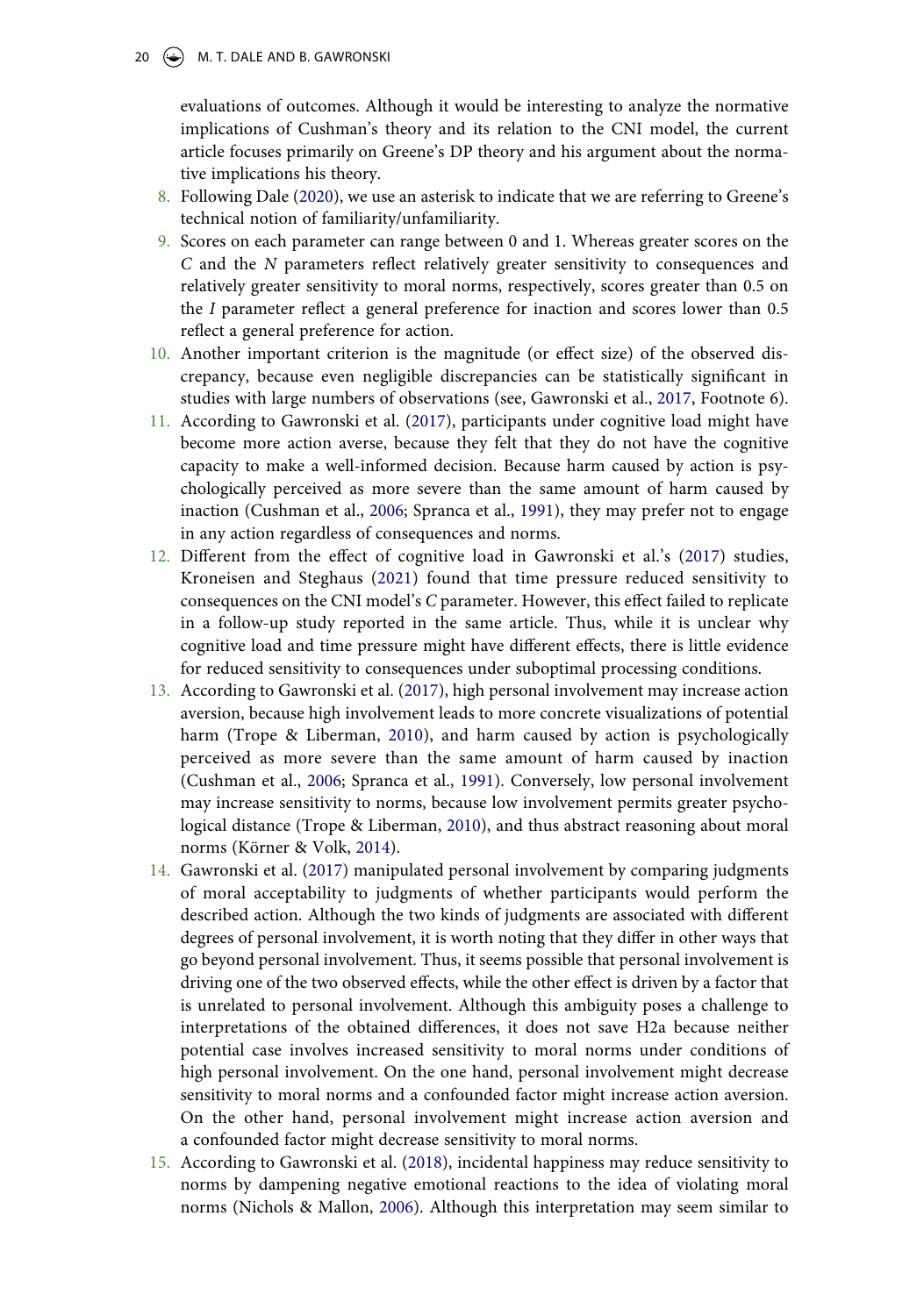evaluations of outcomes. Although it would be interesting to analyze the normative implications of Cushman's theory and its relation to the CNI model, the current article focuses primarily on Greene's DP theory and his argument about the normative implications his theory.

8. Following Dale (2020), we use an asterisk to indicate that we are referring to Greene's technical notion of familiarity/unfamiliarity.
9. Scores on each parameter can range between 0 and 1. Whereas greater scores on the *C* and the *N* parameters reflect relatively greater sensitivity to consequences and relatively greater sensitivity to moral norms, respectively, scores greater than 0.5 on the *I* parameter reflect a general preference for inaction and scores lower than 0.5 reflect a general preference for action.
10. Another important criterion is the magnitude (or effect size) of the observed discrepancy, because even negligible discrepancies can be statistically significant in studies with large numbers of observations (see, Gawronski et al., 2017, Footnote 6).
11. According to Gawronski et al. (2017), participants under cognitive load might have become more action averse, because they felt that they do not have the cognitive capacity to make a well-informed decision. Because harm caused by action is psychologically perceived as more severe than the same amount of harm caused by inaction (Cushman et al., 2006; Spranca et al., 1991), they may prefer not to engage in any action regardless of consequences and norms.
12. Different from the effect of cognitive load in Gawronski et al.'s (2017) studies, Kroneisen and Steghaus (2021) found that time pressure reduced sensitivity to consequences on the CNI model's *C* parameter. However, this effect failed to replicate in a follow-up study reported in the same article. Thus, while it is unclear why cognitive load and time pressure might have different effects, there is little evidence for reduced sensitivity to consequences under suboptimal processing conditions.
13. According to Gawronski et al. (2017), high personal involvement may increase action aversion, because high involvement leads to more concrete visualizations of potential harm (Trope & Liberman, 2010), and harm caused by action is psychologically perceived as more severe than the same amount of harm caused by inaction (Cushman et al., 2006; Spranca et al., 1991). Conversely, low personal involvement may increase sensitivity to norms, because low involvement permits greater psychological distance (Trope & Liberman, 2010), and thus abstract reasoning about moral norms (Körner & Volk, 2014).
14. Gawronski et al. (2017) manipulated personal involvement by comparing judgments of moral acceptability to judgments of whether participants would perform the described action. Although the two kinds of judgments are associated with different degrees of personal involvement, it is worth noting that they differ in other ways that go beyond personal involvement. Thus, it seems possible that personal involvement is driving one of the two observed effects, while the other effect is driven by a factor that is unrelated to personal involvement. Although this ambiguity poses a challenge to interpretations of the obtained differences, it does not save H2a because neither potential case involves increased sensitivity to moral norms under conditions of high personal involvement. On the one hand, personal involvement might decrease sensitivity to moral norms and a confounded factor might increase action aversion. On the other hand, personal involvement might increase action aversion and a confounded factor might decrease sensitivity to moral norms.
15. According to Gawronski et al. (2018), incidental happiness may reduce sensitivity to norms by dampening negative emotional reactions to the idea of violating moral norms (Nichols & Mallon, 2006). Although this interpretation may seem similar to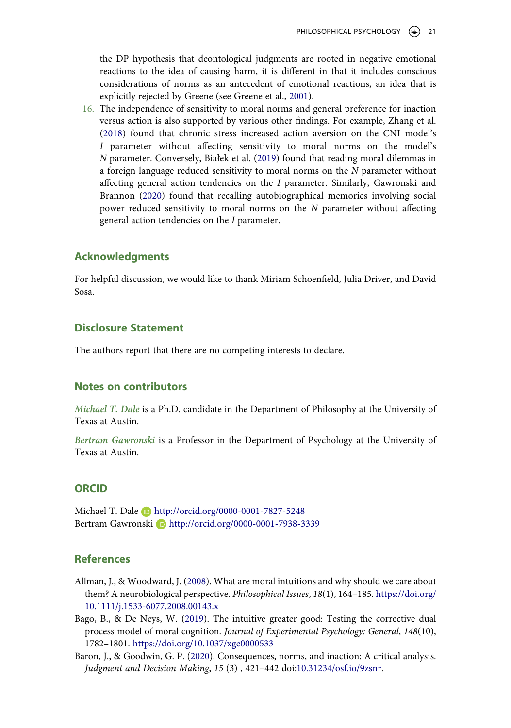the DP hypothesis that deontological judgments are rooted in negative emotional reactions to the idea of causing harm, it is different in that it includes conscious considerations of norms as an antecedent of emotional reactions, an idea that is explicitly rejected by Greene (see Greene et al., 2001).

16. The independence of sensitivity to moral norms and general preference for inaction versus action is also supported by various other findings. For example, Zhang et al. (2018) found that chronic stress increased action aversion on the CNI model's *I* parameter without affecting sensitivity to moral norms on the model's *N* parameter. Conversely, Białek et al. (2019) found that reading moral dilemmas in a foreign language reduced sensitivity to moral norms on the *N* parameter without affecting general action tendencies on the *I* parameter. Similarly, Gawronski and Brannon (2020) found that recalling autobiographical memories involving social power reduced sensitivity to moral norms on the *N* parameter without affecting general action tendencies on the *I* parameter.

## Acknowledgments

For helpful discussion, we would like to thank Miriam Schoenfield, Julia Driver, and David Sosa.

## Disclosure Statement

The authors report that there are no competing interests to declare.

## Notes on contributors

*Michael T. Dale* is a Ph.D. candidate in the Department of Philosophy at the University of Texas at Austin.

*Bertram Gawronski* is a Professor in the Department of Psychology at the University of Texas at Austin.

## ORCID

Michael T. Dale http://orcid.org/0000-0001-7827-5248
Bertram Gawronski http://orcid.org/0000-0001-7938-3339

## References

Allman, J., & Woodward, J. (2008). What are moral intuitions and why should we care about them? A neurobiological perspective. *Philosophical Issues*, *18*(1), 164–185. https://doi.org/10.1111/j.1533-6077.2008.00143.x

Bago, B., & De Neys, W. (2019). The intuitive greater good: Testing the corrective dual process model of moral cognition. *Journal of Experimental Psychology: General*, *148*(10), 1782–1801. https://doi.org/10.1037/xge0000533

Baron, J., & Goodwin, G. P. (2020). Consequences, norms, and inaction: A critical analysis. *Judgment and Decision Making*, *15* (3) , 421–442 doi:10.31234/osf.io/9zsnr.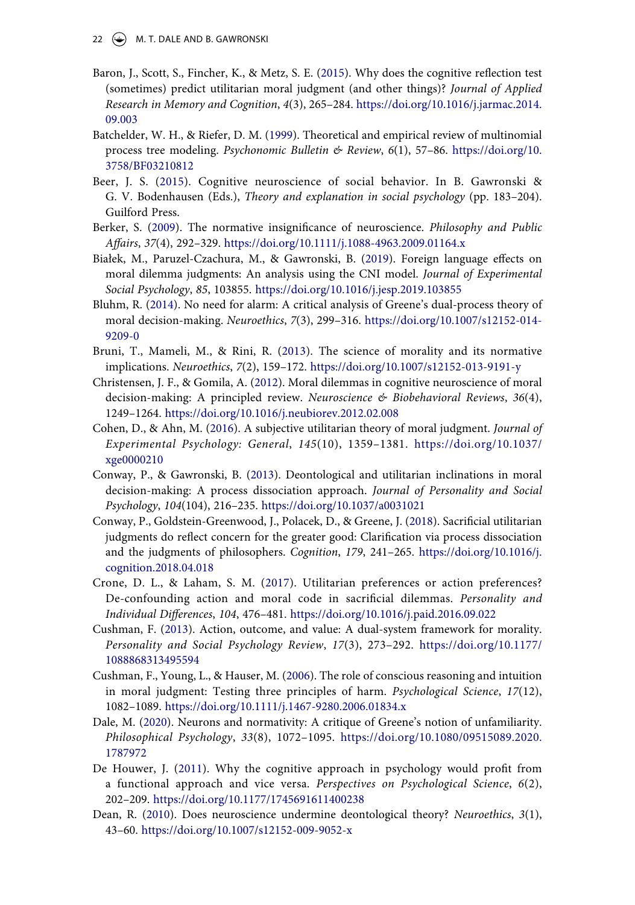Baron, J., Scott, S., Fincher, K., & Metz, S. E. (2015). Why does the cognitive reflection test (sometimes) predict utilitarian moral judgment (and other things)? *Journal of Applied Research in Memory and Cognition*, *4*(3), 265–284. https://doi.org/10.1016/j.jarmac.2014.09.003

Batchelder, W. H., & Riefer, D. M. (1999). Theoretical and empirical review of multinomial process tree modeling. *Psychonomic Bulletin & Review*, *6*(1), 57–86. https://doi.org/10.3758/BF03210812

Beer, J. S. (2015). Cognitive neuroscience of social behavior. In B. Gawronski & G. V. Bodenhausen (Eds.), *Theory and explanation in social psychology* (pp. 183–204). Guilford Press.

Berker, S. (2009). The normative insignificance of neuroscience. *Philosophy and Public Affairs*, *37*(4), 292–329. https://doi.org/10.1111/j.1088-4963.2009.01164.x

Białek, M., Paruzel-Czachura, M., & Gawronski, B. (2019). Foreign language effects on moral dilemma judgments: An analysis using the CNI model. *Journal of Experimental Social Psychology*, *85*, 103855. https://doi.org/10.1016/j.jesp.2019.103855

Bluhm, R. (2014). No need for alarm: A critical analysis of Greene's dual-process theory of moral decision-making. *Neuroethics*, *7*(3), 299–316. https://doi.org/10.1007/s12152-014-9209-0

Bruni, T., Mameli, M., & Rini, R. (2013). The science of morality and its normative implications. *Neuroethics*, *7*(2), 159–172. https://doi.org/10.1007/s12152-013-9191-y

Christensen, J. F., & Gomila, A. (2012). Moral dilemmas in cognitive neuroscience of moral decision-making: A principled review. *Neuroscience & Biobehavioral Reviews*, *36*(4), 1249–1264. https://doi.org/10.1016/j.neubiorev.2012.02.008

Cohen, D., & Ahn, M. (2016). A subjective utilitarian theory of moral judgment. *Journal of Experimental Psychology: General*, *145*(10), 1359–1381. https://doi.org/10.1037/xge0000210

Conway, P., & Gawronski, B. (2013). Deontological and utilitarian inclinations in moral decision-making: A process dissociation approach. *Journal of Personality and Social Psychology*, *104*(104), 216–235. https://doi.org/10.1037/a0031021

Conway, P., Goldstein-Greenwood, J., Polacek, D., & Greene, J. (2018). Sacrificial utilitarian judgments do reflect concern for the greater good: Clarification via process dissociation and the judgments of philosophers. *Cognition*, *179*, 241–265. https://doi.org/10.1016/j.cognition.2018.04.018

Crone, D. L., & Laham, S. M. (2017). Utilitarian preferences or action preferences? De-confounding action and moral code in sacrificial dilemmas. *Personality and Individual Differences*, *104*, 476–481. https://doi.org/10.1016/j.paid.2016.09.022

Cushman, F. (2013). Action, outcome, and value: A dual-system framework for morality. *Personality and Social Psychology Review*, *17*(3), 273–292. https://doi.org/10.1177/1088868313495594

Cushman, F., Young, L., & Hauser, M. (2006). The role of conscious reasoning and intuition in moral judgment: Testing three principles of harm. *Psychological Science*, *17*(12), 1082–1089. https://doi.org/10.1111/j.1467-9280.2006.01834.x

Dale, M. (2020). Neurons and normativity: A critique of Greene's notion of unfamiliarity. *Philosophical Psychology*, *33*(8), 1072–1095. https://doi.org/10.1080/09515089.2020.1787972

De Houwer, J. (2011). Why the cognitive approach in psychology would profit from a functional approach and vice versa. *Perspectives on Psychological Science*, *6*(2), 202–209. https://doi.org/10.1177/1745691611400238

Dean, R. (2010). Does neuroscience undermine deontological theory? *Neuroethics*, *3*(1), 43–60. https://doi.org/10.1007/s12152-009-9052-x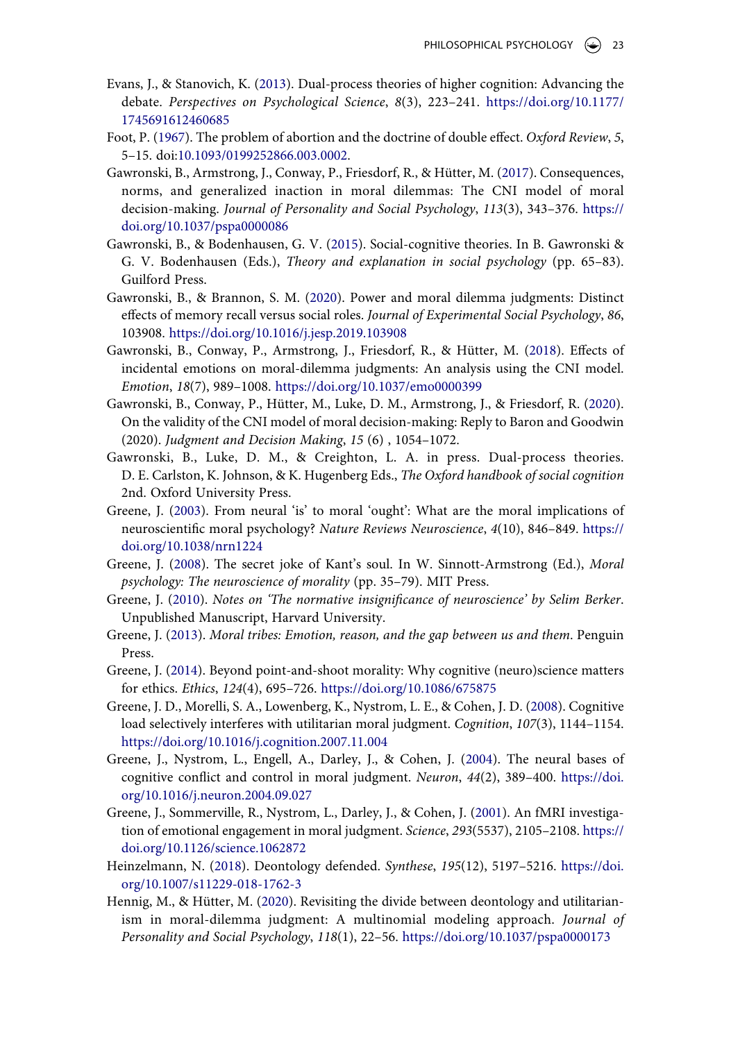Evans, J., & Stanovich, K. (2013). Dual-process theories of higher cognition: Advancing the debate. *Perspectives on Psychological Science*, *8*(3), 223–241. https://doi.org/10.1177/1745691612460685

Foot, P. (1967). The problem of abortion and the doctrine of double effect. *Oxford Review*, *5*, 5–15. doi:10.1093/0199252866.003.0002.

Gawronski, B., Armstrong, J., Conway, P., Friesdorf, R., & Hütter, M. (2017). Consequences, norms, and generalized inaction in moral dilemmas: The CNI model of moral decision-making. *Journal of Personality and Social Psychology*, *113*(3), 343–376. https://doi.org/10.1037/pspa0000086

Gawronski, B., & Bodenhausen, G. V. (2015). Social-cognitive theories. In B. Gawronski & G. V. Bodenhausen (Eds.), *Theory and explanation in social psychology* (pp. 65–83). Guilford Press.

Gawronski, B., & Brannon, S. M. (2020). Power and moral dilemma judgments: Distinct effects of memory recall versus social roles. *Journal of Experimental Social Psychology*, *86*, 103908. https://doi.org/10.1016/j.jesp.2019.103908

Gawronski, B., Conway, P., Armstrong, J., Friesdorf, R., & Hütter, M. (2018). Effects of incidental emotions on moral-dilemma judgments: An analysis using the CNI model. *Emotion*, *18*(7), 989–1008. https://doi.org/10.1037/emo0000399

Gawronski, B., Conway, P., Hütter, M., Luke, D. M., Armstrong, J., & Friesdorf, R. (2020). On the validity of the CNI model of moral decision-making: Reply to Baron and Goodwin (2020). *Judgment and Decision Making*, *15* (6) , 1054–1072.

Gawronski, B., Luke, D. M., & Creighton, L. A. in press. Dual-process theories. D. E. Carlston, K. Johnson, & K. Hugenberg Eds., *The Oxford handbook of social cognition* 2nd. Oxford University Press.

Greene, J. (2003). From neural 'is' to moral 'ought': What are the moral implications of neuroscientific moral psychology? *Nature Reviews Neuroscience*, *4*(10), 846–849. https://doi.org/10.1038/nrn1224

Greene, J. (2008). The secret joke of Kant's soul. In W. Sinnott-Armstrong (Ed.), *Moral psychology: The neuroscience of morality* (pp. 35–79). MIT Press.

Greene, J. (2010). *Notes on 'The normative insignificance of neuroscience' by Selim Berker*. Unpublished Manuscript, Harvard University.

Greene, J. (2013). *Moral tribes: Emotion, reason, and the gap between us and them*. Penguin Press.

Greene, J. (2014). Beyond point-and-shoot morality: Why cognitive (neuro)science matters for ethics. *Ethics*, *124*(4), 695–726. https://doi.org/10.1086/675875

Greene, J. D., Morelli, S. A., Lowenberg, K., Nystrom, L. E., & Cohen, J. D. (2008). Cognitive load selectively interferes with utilitarian moral judgment. *Cognition*, *107*(3), 1144–1154. https://doi.org/10.1016/j.cognition.2007.11.004

Greene, J., Nystrom, L., Engell, A., Darley, J., & Cohen, J. (2004). The neural bases of cognitive conflict and control in moral judgment. *Neuron*, *44*(2), 389–400. https://doi.org/10.1016/j.neuron.2004.09.027

Greene, J., Sommerville, R., Nystrom, L., Darley, J., & Cohen, J. (2001). An fMRI investigation of emotional engagement in moral judgment. *Science*, *293*(5537), 2105–2108. https://doi.org/10.1126/science.1062872

Heinzelmann, N. (2018). Deontology defended. *Synthese*, *195*(12), 5197–5216. https://doi.org/10.1007/s11229-018-1762-3

Hennig, M., & Hütter, M. (2020). Revisiting the divide between deontology and utilitarianism in moral-dilemma judgment: A multinomial modeling approach. *Journal of Personality and Social Psychology*, *118*(1), 22–56. https://doi.org/10.1037/pspa0000173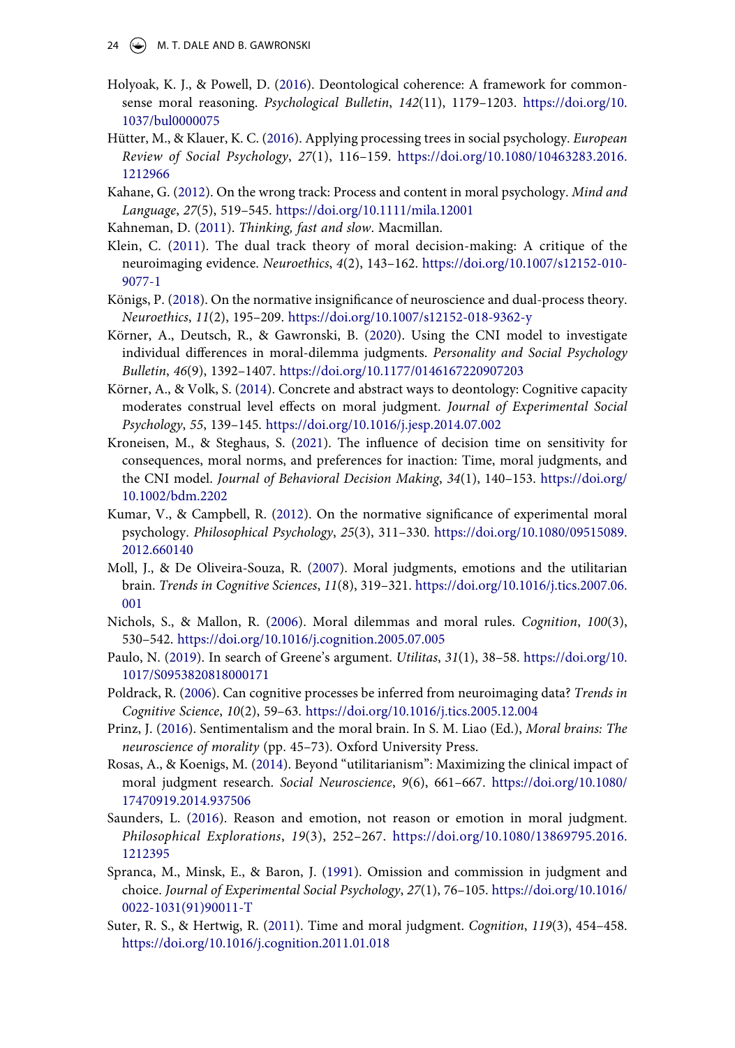Holyoak, K. J., & Powell, D. (2016). Deontological coherence: A framework for commonsense moral reasoning. *Psychological Bulletin*, *142*(11), 1179–1203. https://doi.org/10.1037/bul0000075

Hütter, M., & Klauer, K. C. (2016). Applying processing trees in social psychology. *European Review of Social Psychology*, *27*(1), 116–159. https://doi.org/10.1080/10463283.2016.1212966

Kahane, G. (2012). On the wrong track: Process and content in moral psychology. *Mind and Language*, *27*(5), 519–545. https://doi.org/10.1111/mila.12001

Kahneman, D. (2011). *Thinking, fast and slow*. Macmillan.

Klein, C. (2011). The dual track theory of moral decision-making: A critique of the neuroimaging evidence. *Neuroethics*, *4*(2), 143–162. https://doi.org/10.1007/s12152-010-9077-1

Königs, P. (2018). On the normative insignificance of neuroscience and dual-process theory. *Neuroethics*, *11*(2), 195–209. https://doi.org/10.1007/s12152-018-9362-y

Körner, A., Deutsch, R., & Gawronski, B. (2020). Using the CNI model to investigate individual differences in moral-dilemma judgments. *Personality and Social Psychology Bulletin*, *46*(9), 1392–1407. https://doi.org/10.1177/0146167220907203

Körner, A., & Volk, S. (2014). Concrete and abstract ways to deontology: Cognitive capacity moderates construal level effects on moral judgment. *Journal of Experimental Social Psychology*, *55*, 139–145. https://doi.org/10.1016/j.jesp.2014.07.002

Kroneisen, M., & Steghaus, S. (2021). The influence of decision time on sensitivity for consequences, moral norms, and preferences for inaction: Time, moral judgments, and the CNI model. *Journal of Behavioral Decision Making*, *34*(1), 140–153. https://doi.org/10.1002/bdm.2202

Kumar, V., & Campbell, R. (2012). On the normative significance of experimental moral psychology. *Philosophical Psychology*, *25*(3), 311–330. https://doi.org/10.1080/09515089.2012.660140

Moll, J., & De Oliveira-Souza, R. (2007). Moral judgments, emotions and the utilitarian brain. *Trends in Cognitive Sciences*, *11*(8), 319–321. https://doi.org/10.1016/j.tics.2007.06.001

Nichols, S., & Mallon, R. (2006). Moral dilemmas and moral rules. *Cognition*, *100*(3), 530–542. https://doi.org/10.1016/j.cognition.2005.07.005

Paulo, N. (2019). In search of Greene's argument. *Utilitas*, *31*(1), 38–58. https://doi.org/10.1017/S0953820818000171

Poldrack, R. (2006). Can cognitive processes be inferred from neuroimaging data? *Trends in Cognitive Science*, *10*(2), 59–63. https://doi.org/10.1016/j.tics.2005.12.004

Prinz, J. (2016). Sentimentalism and the moral brain. In S. M. Liao (Ed.), *Moral brains: The neuroscience of morality* (pp. 45–73). Oxford University Press.

Rosas, A., & Koenigs, M. (2014). Beyond "utilitarianism": Maximizing the clinical impact of moral judgment research. *Social Neuroscience*, *9*(6), 661–667. https://doi.org/10.1080/17470919.2014.937506

Saunders, L. (2016). Reason and emotion, not reason or emotion in moral judgment. *Philosophical Explorations*, *19*(3), 252–267. https://doi.org/10.1080/13869795.2016.1212395

Spranca, M., Minsk, E., & Baron, J. (1991). Omission and commission in judgment and choice. *Journal of Experimental Social Psychology*, *27*(1), 76–105. https://doi.org/10.1016/0022-1031(91)90011-T

Suter, R. S., & Hertwig, R. (2011). Time and moral judgment. *Cognition*, *119*(3), 454–458. https://doi.org/10.1016/j.cognition.2011.01.018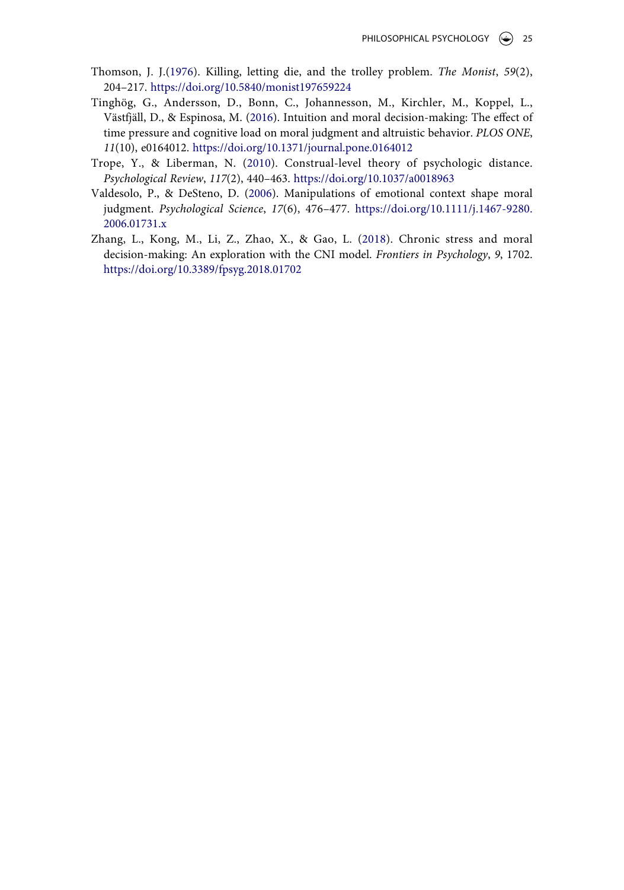Thomson, J. J.(1976). Killing, letting die, and the trolley problem. *The Monist*, *59*(2), 204–217. https://doi.org/10.5840/monist197659224

Tinghög, G., Andersson, D., Bonn, C., Johannesson, M., Kirchler, M., Koppel, L., Västfjäll, D., & Espinosa, M. (2016). Intuition and moral decision-making: The effect of time pressure and cognitive load on moral judgment and altruistic behavior. *PLOS ONE*, *11*(10), e0164012. https://doi.org/10.1371/journal.pone.0164012

Trope, Y., & Liberman, N. (2010). Construal-level theory of psychologic distance. *Psychological Review*, *117*(2), 440–463. https://doi.org/10.1037/a0018963

Valdesolo, P., & DeSteno, D. (2006). Manipulations of emotional context shape moral judgment. *Psychological Science*, *17*(6), 476–477. https://doi.org/10.1111/j.1467-9280.2006.01731.x

Zhang, L., Kong, M., Li, Z., Zhao, X., & Gao, L. (2018). Chronic stress and moral decision-making: An exploration with the CNI model. *Frontiers in Psychology*, *9*, 1702. https://doi.org/10.3389/fpsyg.2018.01702